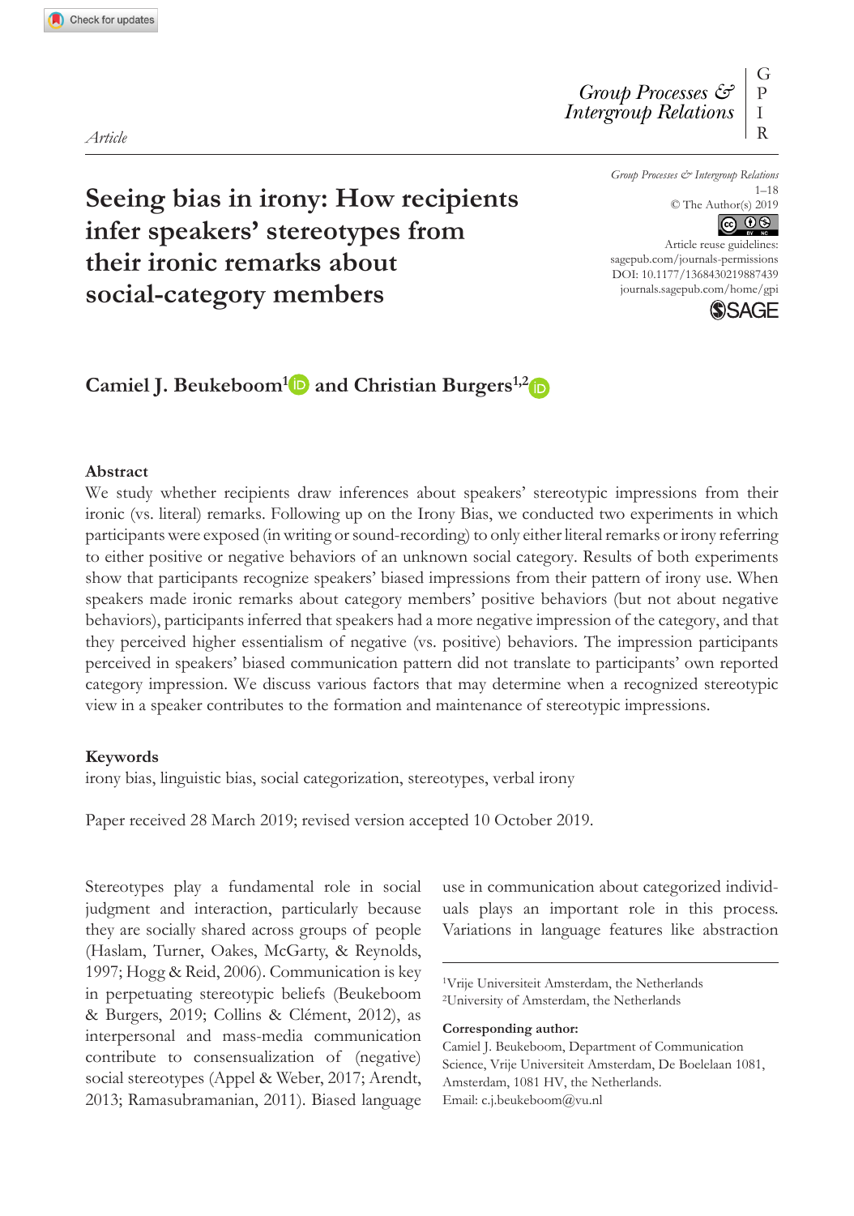Article

# Seeing bias in irony: How recipients infer speakers' stereotypes from their ironic remarks about social-category members

**Camiel J. Beukeboom[1] and Christian Burgers[1,2]**

### Abstract

We study whether recipients draw inferences about speakers' stereotypic impressions from their ironic (vs. literal) remarks. Following up on the Irony Bias, we conducted two experiments in which participants were exposed (in writing or sound-recording) to only either literal remarks or irony referring to either positive or negative behaviors of an unknown social category. Results of both experiments show that participants recognize speakers' biased impressions from their pattern of irony use. When speakers made ironic remarks about category members' positive behaviors (but not about negative behaviors), participants inferred that speakers had a more negative impression of the category, and that they perceived higher essentialism of negative (vs. positive) behaviors. The impression participants perceived in speakers' biased communication pattern did not translate to participants' own reported category impression. We discuss various factors that may determine when a recognized stereotypic view in a speaker contributes to the formation and maintenance of stereotypic impressions.

### Keywords

irony bias, linguistic bias, social categorization, stereotypes, verbal irony

Paper received 28 March 2019; revised version accepted 10 October 2019.

Stereotypes play a fundamental role in social judgment and interaction, particularly because they are socially shared across groups of people (Haslam, Turner, Oakes, McGarty, & Reynolds, 1997; Hogg & Reid, 2006). Communication is key in perpetuating stereotypic beliefs (Beukeboom & Burgers, 2019; Collins & Clément, 2012), as interpersonal and mass-media communication contribute to consensualization of (negative) social stereotypes (Appel & Weber, 2017; Arendt, 2013; Ramasubramanian, 2011). Biased language use in communication about categorized individuals plays an important role in this process. Variations in language features like abstraction

[1]Vrije Universiteit Amsterdam, the Netherlands
[2]University of Amsterdam, the Netherlands

**Corresponding author:**
Camiel J. Beukeboom, Department of Communication Science, Vrije Universiteit Amsterdam, De Boelelaan 1081, Amsterdam, 1081 HV, the Netherlands.
Email: c.j.beukeboom@vu.nl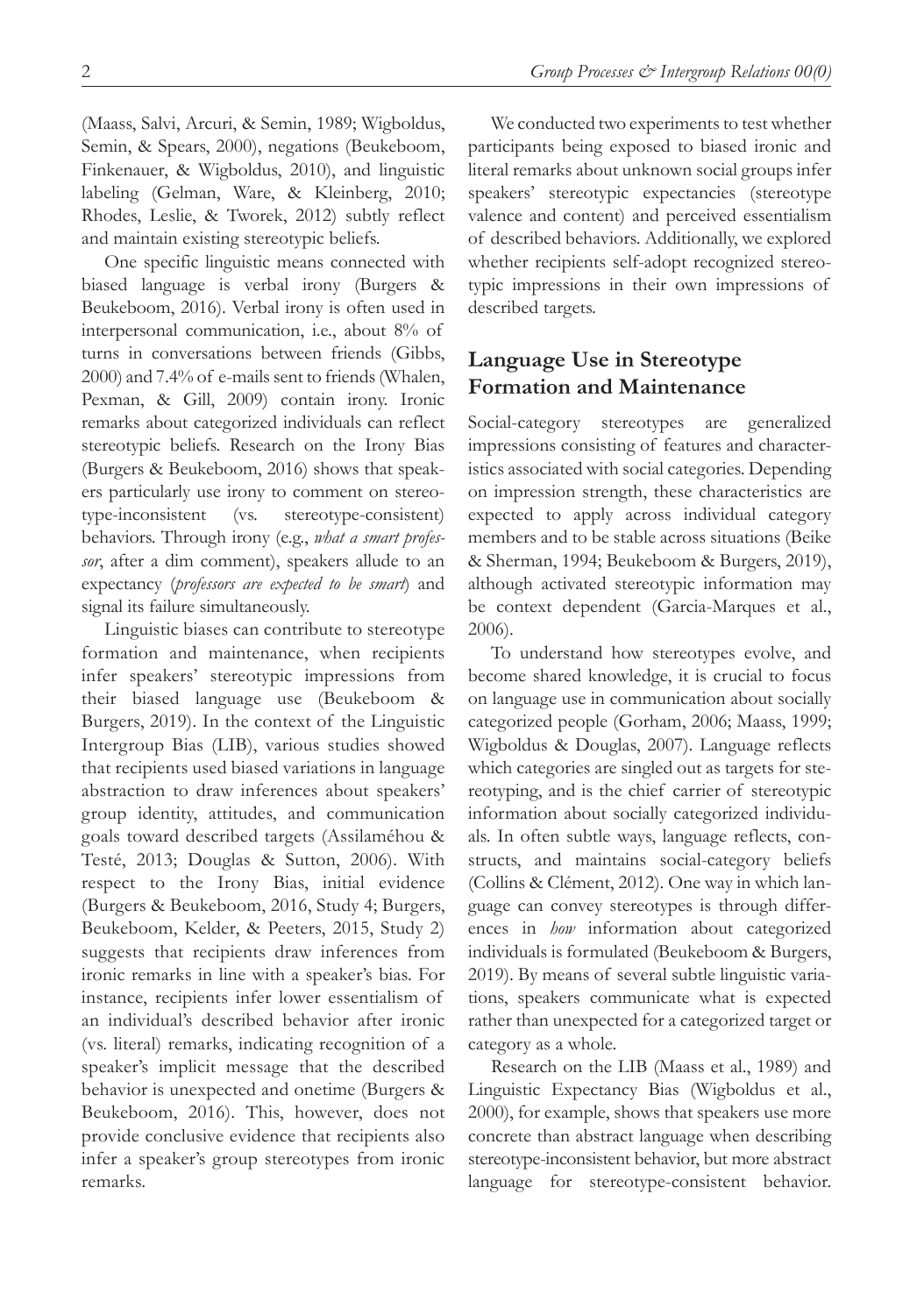(Maass, Salvi, Arcuri, & Semin, 1989; Wigboldus, Semin, & Spears, 2000), negations (Beukeboom, Finkenauer, & Wigboldus, 2010), and linguistic labeling (Gelman, Ware, & Kleinberg, 2010; Rhodes, Leslie, & Tworek, 2012) subtly reflect and maintain existing stereotypic beliefs.

One specific linguistic means connected with biased language is verbal irony (Burgers & Beukeboom, 2016). Verbal irony is often used in interpersonal communication, i.e., about 8% of turns in conversations between friends (Gibbs, 2000) and 7.4% of e-mails sent to friends (Whalen, Pexman, & Gill, 2009) contain irony. Ironic remarks about categorized individuals can reflect stereotypic beliefs. Research on the Irony Bias (Burgers & Beukeboom, 2016) shows that speakers particularly use irony to comment on stereotype-inconsistent (vs. stereotype-consistent) behaviors. Through irony (e.g., *what a smart professor*, after a dim comment), speakers allude to an expectancy (*professors are expected to be smart*) and signal its failure simultaneously.

Linguistic biases can contribute to stereotype formation and maintenance, when recipients infer speakers' stereotypic impressions from their biased language use (Beukeboom & Burgers, 2019). In the context of the Linguistic Intergroup Bias (LIB), various studies showed that recipients used biased variations in language abstraction to draw inferences about speakers' group identity, attitudes, and communication goals toward described targets (Assilaméhou & Testé, 2013; Douglas & Sutton, 2006). With respect to the Irony Bias, initial evidence (Burgers & Beukeboom, 2016, Study 4; Burgers, Beukeboom, Kelder, & Peeters, 2015, Study 2) suggests that recipients draw inferences from ironic remarks in line with a speaker's bias. For instance, recipients infer lower essentialism of an individual's described behavior after ironic (vs. literal) remarks, indicating recognition of a speaker's implicit message that the described behavior is unexpected and onetime (Burgers & Beukeboom, 2016). This, however, does not provide conclusive evidence that recipients also infer a speaker's group stereotypes from ironic remarks.

We conducted two experiments to test whether participants being exposed to biased ironic and literal remarks about unknown social groups infer speakers' stereotypic expectancies (stereotype valence and content) and perceived essentialism of described behaviors. Additionally, we explored whether recipients self-adopt recognized stereotypic impressions in their own impressions of described targets.

## Language Use in Stereotype Formation and Maintenance

Social-category stereotypes are generalized impressions consisting of features and characteristics associated with social categories. Depending on impression strength, these characteristics are expected to apply across individual category members and to be stable across situations (Beike & Sherman, 1994; Beukeboom & Burgers, 2019), although activated stereotypic information may be context dependent (Garcia-Marques et al., 2006).

To understand how stereotypes evolve, and become shared knowledge, it is crucial to focus on language use in communication about socially categorized people (Gorham, 2006; Maass, 1999; Wigboldus & Douglas, 2007). Language reflects which categories are singled out as targets for stereotyping, and is the chief carrier of stereotypic information about socially categorized individuals. In often subtle ways, language reflects, constructs, and maintains social-category beliefs (Collins & Clément, 2012). One way in which language can convey stereotypes is through differences in *how* information about categorized individuals is formulated (Beukeboom & Burgers, 2019). By means of several subtle linguistic variations, speakers communicate what is expected rather than unexpected for a categorized target or category as a whole.

Research on the LIB (Maass et al., 1989) and Linguistic Expectancy Bias (Wigboldus et al., 2000), for example, shows that speakers use more concrete than abstract language when describing stereotype-inconsistent behavior, but more abstract language for stereotype-consistent behavior.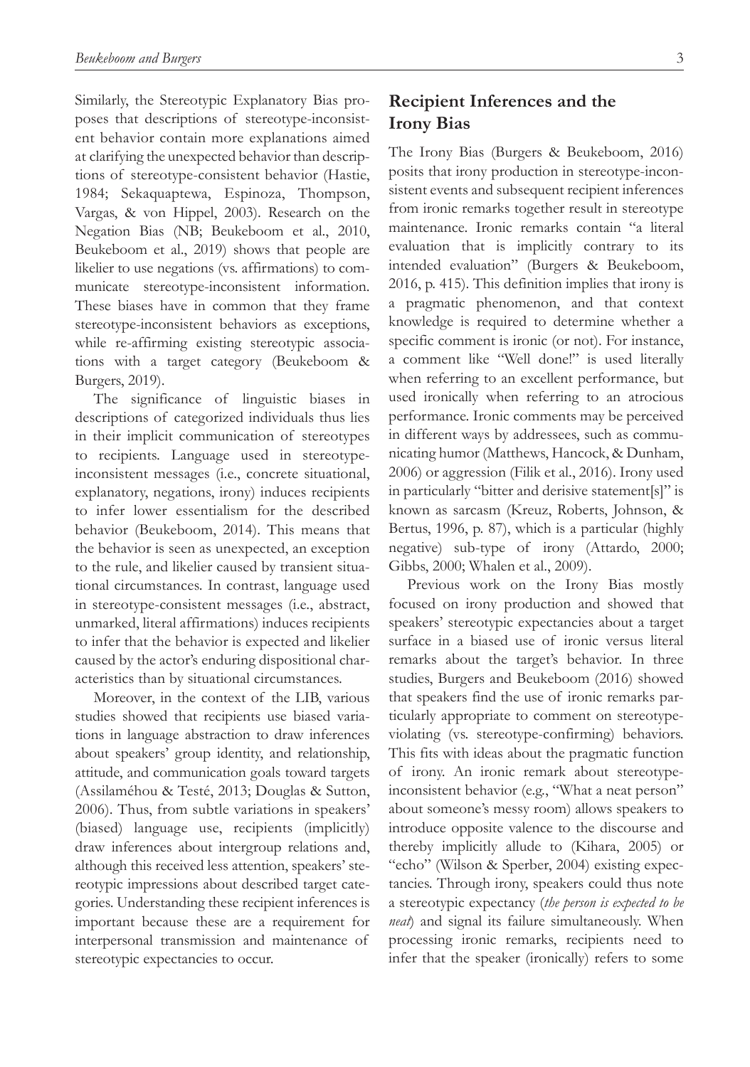Similarly, the Stereotypic Explanatory Bias proposes that descriptions of stereotype-inconsistent behavior contain more explanations aimed at clarifying the unexpected behavior than descriptions of stereotype-consistent behavior (Hastie, 1984; Sekaquaptewa, Espinoza, Thompson, Vargas, & von Hippel, 2003). Research on the Negation Bias (NB; Beukeboom et al., 2010, Beukeboom et al., 2019) shows that people are likelier to use negations (vs. affirmations) to communicate stereotype-inconsistent information. These biases have in common that they frame stereotype-inconsistent behaviors as exceptions, while re-affirming existing stereotypic associations with a target category (Beukeboom & Burgers, 2019).

The significance of linguistic biases in descriptions of categorized individuals thus lies in their implicit communication of stereotypes to recipients. Language used in stereotype-inconsistent messages (i.e., concrete situational, explanatory, negations, irony) induces recipients to infer lower essentialism for the described behavior (Beukeboom, 2014). This means that the behavior is seen as unexpected, an exception to the rule, and likelier caused by transient situational circumstances. In contrast, language used in stereotype-consistent messages (i.e., abstract, unmarked, literal affirmations) induces recipients to infer that the behavior is expected and likelier caused by the actor's enduring dispositional characteristics than by situational circumstances.

Moreover, in the context of the LIB, various studies showed that recipients use biased variations in language abstraction to draw inferences about speakers' group identity, and relationship, attitude, and communication goals toward targets (Assilaméhou & Testé, 2013; Douglas & Sutton, 2006). Thus, from subtle variations in speakers' (biased) language use, recipients (implicitly) draw inferences about intergroup relations and, although this received less attention, speakers' stereotypic impressions about described target categories. Understanding these recipient inferences is important because these are a requirement for interpersonal transmission and maintenance of stereotypic expectancies to occur.

## Recipient Inferences and the Irony Bias

The Irony Bias (Burgers & Beukeboom, 2016) posits that irony production in stereotype-inconsistent events and subsequent recipient inferences from ironic remarks together result in stereotype maintenance. Ironic remarks contain "a literal evaluation that is implicitly contrary to its intended evaluation" (Burgers & Beukeboom, 2016, p. 415). This definition implies that irony is a pragmatic phenomenon, and that context knowledge is required to determine whether a specific comment is ironic (or not). For instance, a comment like "Well done!" is used literally when referring to an excellent performance, but used ironically when referring to an atrocious performance. Ironic comments may be perceived in different ways by addressees, such as communicating humor (Matthews, Hancock, & Dunham, 2006) or aggression (Filik et al., 2016). Irony used in particularly "bitter and derisive statement[s]" is known as sarcasm (Kreuz, Roberts, Johnson, & Bertus, 1996, p. 87), which is a particular (highly negative) sub-type of irony (Attardo, 2000; Gibbs, 2000; Whalen et al., 2009).

Previous work on the Irony Bias mostly focused on irony production and showed that speakers' stereotypic expectancies about a target surface in a biased use of ironic versus literal remarks about the target's behavior. In three studies, Burgers and Beukeboom (2016) showed that speakers find the use of ironic remarks particularly appropriate to comment on stereotype-violating (vs. stereotype-confirming) behaviors. This fits with ideas about the pragmatic function of irony. An ironic remark about stereotype-inconsistent behavior (e.g., "What a neat person" about someone's messy room) allows speakers to introduce opposite valence to the discourse and thereby implicitly allude to (Kihara, 2005) or "echo" (Wilson & Sperber, 2004) existing expectancies. Through irony, speakers could thus note a stereotypic expectancy (*the person is expected to be neat*) and signal its failure simultaneously. When processing ironic remarks, recipients need to infer that the speaker (ironically) refers to some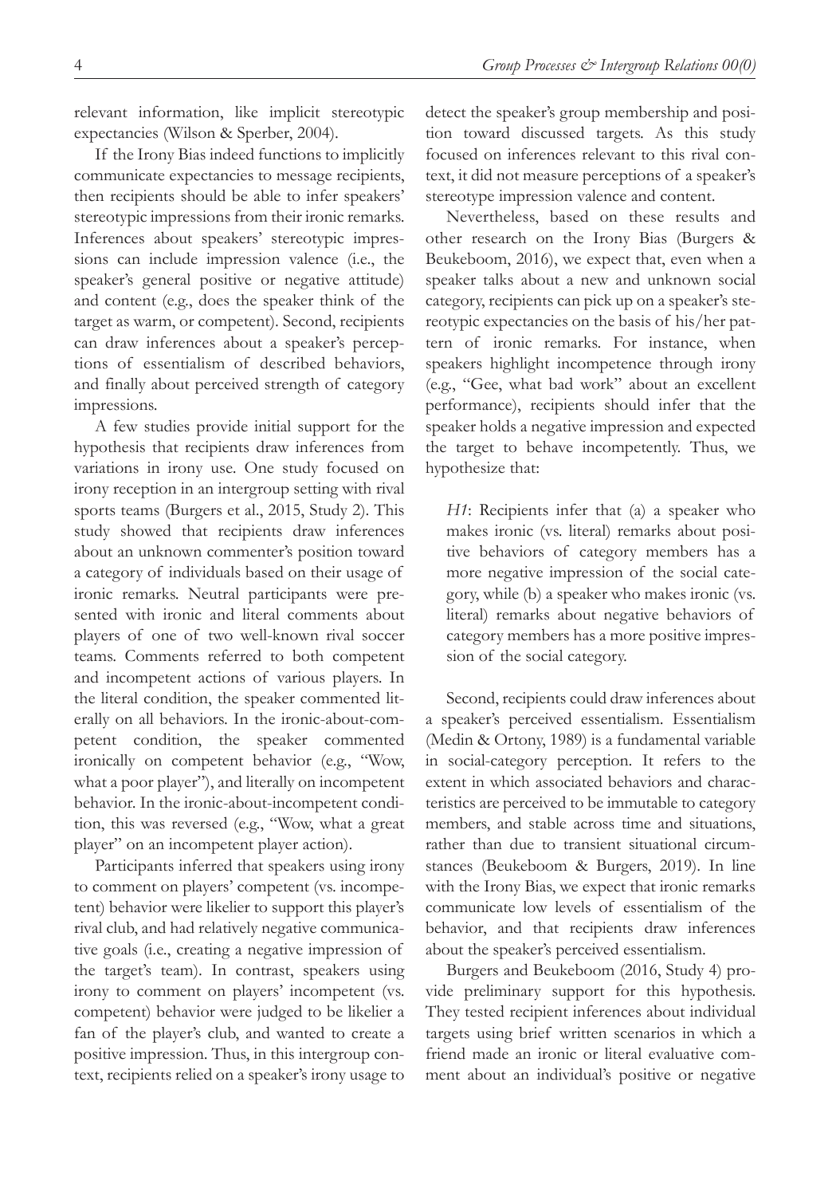relevant information, like implicit stereotypic expectancies (Wilson & Sperber, 2004).

If the Irony Bias indeed functions to implicitly communicate expectancies to message recipients, then recipients should be able to infer speakers' stereotypic impressions from their ironic remarks. Inferences about speakers' stereotypic impressions can include impression valence (i.e., the speaker's general positive or negative attitude) and content (e.g., does the speaker think of the target as warm, or competent). Second, recipients can draw inferences about a speaker's perceptions of essentialism of described behaviors, and finally about perceived strength of category impressions.

A few studies provide initial support for the hypothesis that recipients draw inferences from variations in irony use. One study focused on irony reception in an intergroup setting with rival sports teams (Burgers et al., 2015, Study 2). This study showed that recipients draw inferences about an unknown commenter's position toward a category of individuals based on their usage of ironic remarks. Neutral participants were presented with ironic and literal comments about players of one of two well-known rival soccer teams. Comments referred to both competent and incompetent actions of various players. In the literal condition, the speaker commented literally on all behaviors. In the ironic-about-competent condition, the speaker commented ironically on competent behavior (e.g., "Wow, what a poor player"), and literally on incompetent behavior. In the ironic-about-incompetent condition, this was reversed (e.g., "Wow, what a great player" on an incompetent player action).

Participants inferred that speakers using irony to comment on players' competent (vs. incompetent) behavior were likelier to support this player's rival club, and had relatively negative communicative goals (i.e., creating a negative impression of the target's team). In contrast, speakers using irony to comment on players' incompetent (vs. competent) behavior were judged to be likelier a fan of the player's club, and wanted to create a positive impression. Thus, in this intergroup context, recipients relied on a speaker's irony usage to detect the speaker's group membership and position toward discussed targets. As this study focused on inferences relevant to this rival context, it did not measure perceptions of a speaker's stereotype impression valence and content.

Nevertheless, based on these results and other research on the Irony Bias (Burgers & Beukeboom, 2016), we expect that, even when a speaker talks about a new and unknown social category, recipients can pick up on a speaker's stereotypic expectancies on the basis of his/her pattern of ironic remarks. For instance, when speakers highlight incompetence through irony (e.g., "Gee, what bad work" about an excellent performance), recipients should infer that the speaker holds a negative impression and expected the target to behave incompetently. Thus, we hypothesize that:

> *H1*: Recipients infer that (a) a speaker who makes ironic (vs. literal) remarks about positive behaviors of category members has a more negative impression of the social category, while (b) a speaker who makes ironic (vs. literal) remarks about negative behaviors of category members has a more positive impression of the social category.

Second, recipients could draw inferences about a speaker's perceived essentialism. Essentialism (Medin & Ortony, 1989) is a fundamental variable in social-category perception. It refers to the extent in which associated behaviors and characteristics are perceived to be immutable to category members, and stable across time and situations, rather than due to transient situational circumstances (Beukeboom & Burgers, 2019). In line with the Irony Bias, we expect that ironic remarks communicate low levels of essentialism of the behavior, and that recipients draw inferences about the speaker's perceived essentialism.

Burgers and Beukeboom (2016, Study 4) provide preliminary support for this hypothesis. They tested recipient inferences about individual targets using brief written scenarios in which a friend made an ironic or literal evaluative comment about an individual's positive or negative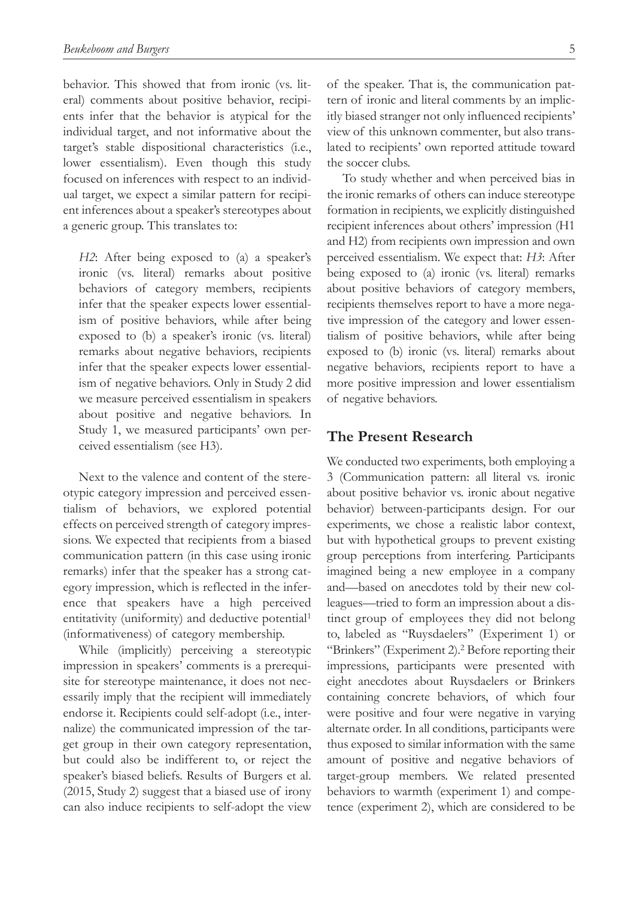behavior. This showed that from ironic (vs. literal) comments about positive behavior, recipients infer that the behavior is atypical for the individual target, and not informative about the target's stable dispositional characteristics (i.e., lower essentialism). Even though this study focused on inferences with respect to an individual target, we expect a similar pattern for recipient inferences about a speaker's stereotypes about a generic group. This translates to:

> *H2*: After being exposed to (a) a speaker's ironic (vs. literal) remarks about positive behaviors of category members, recipients infer that the speaker expects lower essentialism of positive behaviors, while after being exposed to (b) a speaker's ironic (vs. literal) remarks about negative behaviors, recipients infer that the speaker expects lower essentialism of negative behaviors. Only in Study 2 did we measure perceived essentialism in speakers about positive and negative behaviors. In Study 1, we measured participants' own perceived essentialism (see H3).

Next to the valence and content of the stereotypic category impression and perceived essentialism of behaviors, we explored potential effects on perceived strength of category impressions. We expected that recipients from a biased communication pattern (in this case using ironic remarks) infer that the speaker has a strong category impression, which is reflected in the inference that speakers have a high perceived entitativity (uniformity) and deductive potential[1] (informativeness) of category membership.

While (implicitly) perceiving a stereotypic impression in speakers' comments is a prerequisite for stereotype maintenance, it does not necessarily imply that the recipient will immediately endorse it. Recipients could self-adopt (i.e., internalize) the communicated impression of the target group in their own category representation, but could also be indifferent to, or reject the speaker's biased beliefs. Results of Burgers et al. (2015, Study 2) suggest that a biased use of irony can also induce recipients to self-adopt the view of the speaker. That is, the communication pattern of ironic and literal comments by an implicitly biased stranger not only influenced recipients' view of this unknown commenter, but also translated to recipients' own reported attitude toward the soccer clubs.

To study whether and when perceived bias in the ironic remarks of others can induce stereotype formation in recipients, we explicitly distinguished recipient inferences about others' impression (H1 and H2) from recipients own impression and own perceived essentialism. We expect that: *H3*: After being exposed to (a) ironic (vs. literal) remarks about positive behaviors of category members, recipients themselves report to have a more negative impression of the category and lower essentialism of positive behaviors, while after being exposed to (b) ironic (vs. literal) remarks about negative behaviors, recipients report to have a more positive impression and lower essentialism of negative behaviors.

## The Present Research

We conducted two experiments, both employing a 3 (Communication pattern: all literal vs. ironic about positive behavior vs. ironic about negative behavior) between-participants design. For our experiments, we chose a realistic labor context, but with hypothetical groups to prevent existing group perceptions from interfering. Participants imagined being a new employee in a company and—based on anecdotes told by their new colleagues—tried to form an impression about a distinct group of employees they did not belong to, labeled as "Ruysdaelers" (Experiment 1) or "Brinkers" (Experiment 2).[2] Before reporting their impressions, participants were presented with eight anecdotes about Ruysdaelers or Brinkers containing concrete behaviors, of which four were positive and four were negative in varying alternate order. In all conditions, participants were thus exposed to similar information with the same amount of positive and negative behaviors of target-group members. We related presented behaviors to warmth (experiment 1) and competence (experiment 2), which are considered to be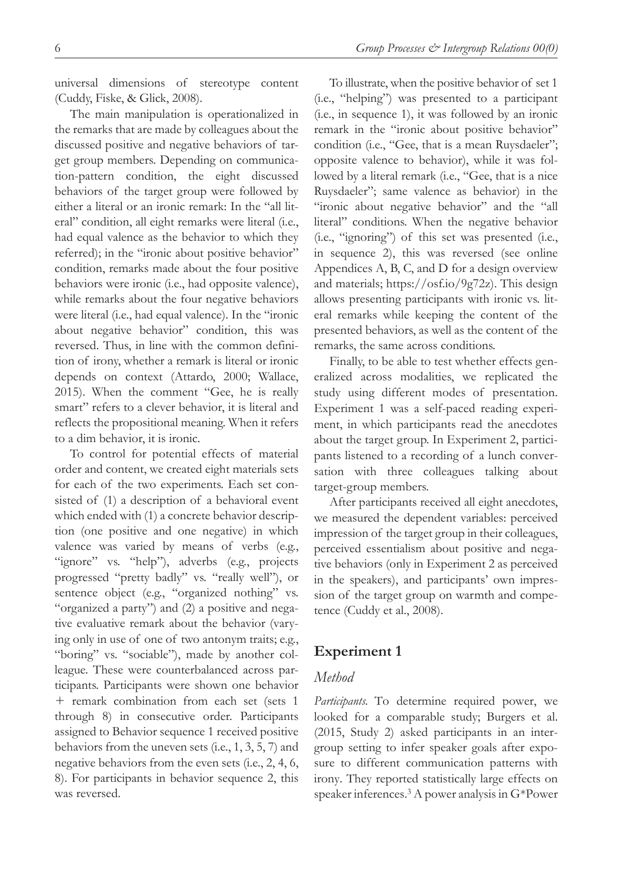universal dimensions of stereotype content (Cuddy, Fiske, & Glick, 2008).

The main manipulation is operationalized in the remarks that are made by colleagues about the discussed positive and negative behaviors of target group members. Depending on communication-pattern condition, the eight discussed behaviors of the target group were followed by either a literal or an ironic remark: In the "all literal" condition, all eight remarks were literal (i.e., had equal valence as the behavior to which they referred); in the "ironic about positive behavior" condition, remarks made about the four positive behaviors were ironic (i.e., had opposite valence), while remarks about the four negative behaviors were literal (i.e., had equal valence). In the "ironic about negative behavior" condition, this was reversed. Thus, in line with the common definition of irony, whether a remark is literal or ironic depends on context (Attardo, 2000; Wallace, 2015). When the comment "Gee, he is really smart" refers to a clever behavior, it is literal and reflects the propositional meaning. When it refers to a dim behavior, it is ironic.

To control for potential effects of material order and content, we created eight materials sets for each of the two experiments. Each set consisted of (1) a description of a behavioral event which ended with (1) a concrete behavior description (one positive and one negative) in which valence was varied by means of verbs (e.g., "ignore" vs. "help"), adverbs (e.g., projects progressed "pretty badly" vs. "really well"), or sentence object (e.g., "organized nothing" vs. "organized a party") and (2) a positive and negative evaluative remark about the behavior (varying only in use of one of two antonym traits; e.g., "boring" vs. "sociable"), made by another colleague. These were counterbalanced across participants. Participants were shown one behavior + remark combination from each set (sets 1 through 8) in consecutive order. Participants assigned to Behavior sequence 1 received positive behaviors from the uneven sets (i.e., 1, 3, 5, 7) and negative behaviors from the even sets (i.e., 2, 4, 6, 8). For participants in behavior sequence 2, this was reversed.

To illustrate, when the positive behavior of set 1 (i.e., "helping") was presented to a participant (i.e., in sequence 1), it was followed by an ironic remark in the "ironic about positive behavior" condition (i.e., "Gee, that is a mean Ruysdaeler"; opposite valence to behavior), while it was followed by a literal remark (i.e., "Gee, that is a nice Ruysdaeler"; same valence as behavior) in the "ironic about negative behavior" and the "all literal" conditions. When the negative behavior (i.e., "ignoring") of this set was presented (i.e., in sequence 2), this was reversed (see online Appendices A, B, C, and D for a design overview and materials; https://osf.io/9g72z). This design allows presenting participants with ironic vs. literal remarks while keeping the content of the presented behaviors, as well as the content of the remarks, the same across conditions.

Finally, to be able to test whether effects generalized across modalities, we replicated the study using different modes of presentation. Experiment 1 was a self-paced reading experiment, in which participants read the anecdotes about the target group. In Experiment 2, participants listened to a recording of a lunch conversation with three colleagues talking about target-group members.

After participants received all eight anecdotes, we measured the dependent variables: perceived impression of the target group in their colleagues, perceived essentialism about positive and negative behaviors (only in Experiment 2 as perceived in the speakers), and participants' own impression of the target group on warmth and competence (Cuddy et al., 2008).

## Experiment 1

### Method

*Participants.* To determine required power, we looked for a comparable study; Burgers et al. (2015, Study 2) asked participants in an intergroup setting to infer speaker goals after exposure to different communication patterns with irony. They reported statistically large effects on speaker inferences.[3] A power analysis in G*Power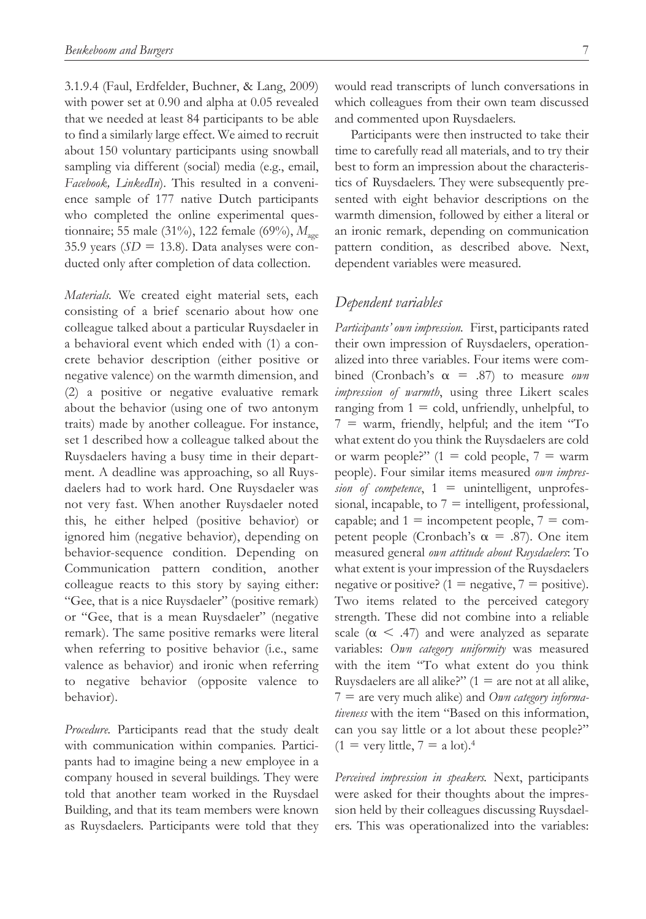3.1.9.4 (Faul, Erdfelder, Buchner, & Lang, 2009) with power set at 0.90 and alpha at 0.05 revealed that we needed at least 84 participants to be able to find a similarly large effect. We aimed to recruit about 150 voluntary participants using snowball sampling via different (social) media (e.g., email, *Facebook, LinkedIn*). This resulted in a convenience sample of 177 native Dutch participants who completed the online experimental questionnaire; 55 male (31%), 122 female (69%), $M_{age}$ 35.9 years ($SD = 13.8$). Data analyses were conducted only after completion of data collection.

*Materials.* We created eight material sets, each consisting of a brief scenario about how one colleague talked about a particular Ruysdaeler in a behavioral event which ended with (1) a concrete behavior description (either positive or negative valence) on the warmth dimension, and (2) a positive or negative evaluative remark about the behavior (using one of two antonym traits) made by another colleague. For instance, set 1 described how a colleague talked about the Ruysdaelers having a busy time in their department. A deadline was approaching, so all Ruysdaelers had to work hard. One Ruysdaeler was not very fast. When another Ruysdaeler noted this, he either helped (positive behavior) or ignored him (negative behavior), depending on behavior-sequence condition. Depending on Communication pattern condition, another colleague reacts to this story by saying either: "Gee, that is a nice Ruysdaeler" (positive remark) or "Gee, that is a mean Ruysdaeler" (negative remark). The same positive remarks were literal when referring to positive behavior (i.e., same valence as behavior) and ironic when referring to negative behavior (opposite valence to behavior).

*Procedure.* Participants read that the study dealt with communication within companies. Participants had to imagine being a new employee in a company housed in several buildings. They were told that another team worked in the Ruysdael Building, and that its team members were known as Ruysdaelers. Participants were told that they would read transcripts of lunch conversations in which colleagues from their own team discussed and commented upon Ruysdaelers.

Participants were then instructed to take their time to carefully read all materials, and to try their best to form an impression about the characteristics of Ruysdaelers. They were subsequently presented with eight behavior descriptions on the warmth dimension, followed by either a literal or an ironic remark, depending on communication pattern condition, as described above. Next, dependent variables were measured.

## Dependent variables

*Participants' own impression.* First, participants rated their own impression of Ruysdaelers, operationalized into three variables. Four items were combined (Cronbach's $\alpha = .87$) to measure *own impression of warmth*, using three Likert scales ranging from 1 = cold, unfriendly, unhelpful, to 7 = warm, friendly, helpful; and the item "To what extent do you think the Ruysdaelers are cold or warm people?" (1 = cold people, 7 = warm people). Four similar items measured *own impression of competence*, 1 = unintelligent, unprofessional, incapable, to 7 = intelligent, professional, capable; and 1 = incompetent people, 7 = competent people (Cronbach's $\alpha = .87$). One item measured general *own attitude about Ruysdaelers*: To what extent is your impression of the Ruysdaelers negative or positive? (1 = negative, 7 = positive). Two items related to the perceived category strength. These did not combine into a reliable scale ($\alpha < .47$) and were analyzed as separate variables: *Own category uniformity* was measured with the item "To what extent do you think Ruysdaelers are all alike?" (1 = are not at all alike, 7 = are very much alike) and *Own category informativeness* with the item "Based on this information, can you say little or a lot about these people?" (1 = very little, 7 = a lot).[4]

*Perceived impression in speakers.* Next, participants were asked for their thoughts about the impression held by their colleagues discussing Ruysdaelers. This was operationalized into the variables: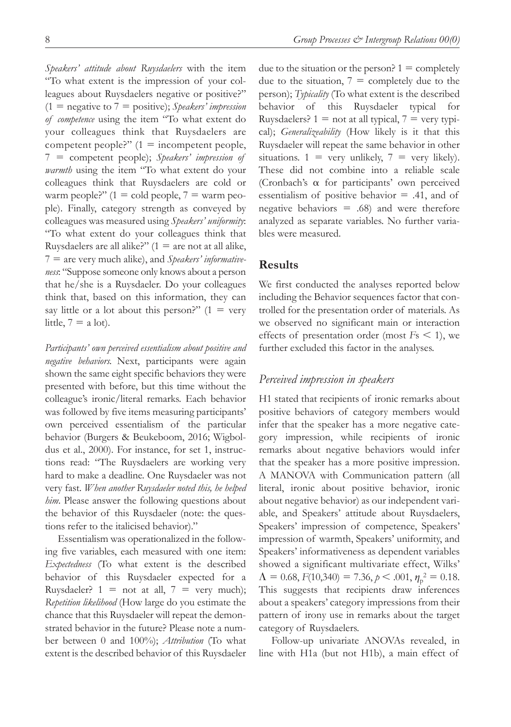*Speakers' attitude about Ruysdaelers* with the item "To what extent is the impression of your colleagues about Ruysdaelers negative or positive?" (1 = negative to 7 = positive); *Speakers' impression of competence* using the item "To what extent do your colleagues think that Ruysdaelers are competent people?" (1 = incompetent people, 7 = competent people); *Speakers' impression of warmth* using the item "To what extent do your colleagues think that Ruysdaelers are cold or warm people?" (1 = cold people, 7 = warm people). Finally, category strength as conveyed by colleagues was measured using *Speakers' uniformity*: "To what extent do your colleagues think that Ruysdaelers are all alike?" (1 = are not at all alike, 7 = are very much alike), and *Speakers' informativeness*: "Suppose someone only knows about a person that he/she is a Ruysdaeler. Do your colleagues think that, based on this information, they can say little or a lot about this person?" (1 = very little, 7 = a lot).

*Participants' own perceived essentialism about positive and negative behaviors.* Next, participants were again shown the same eight specific behaviors they were presented with before, but this time without the colleague's ironic/literal remarks. Each behavior was followed by five items measuring participants' own perceived essentialism of the particular behavior (Burgers & Beukeboom, 2016; Wigboldus et al., 2000). For instance, for set 1, instructions read: "The Ruysdaelers are working very hard to make a deadline. One Ruysdaeler was not very fast. *When another Ruysdaeler noted this, he helped him*. Please answer the following questions about the behavior of this Ruysdaeler (note: the questions refer to the italicised behavior)."

Essentialism was operationalized in the following five variables, each measured with one item: *Expectedness* (To what extent is the described behavior of this Ruysdaeler expected for a Ruysdaeler? 1 = not at all, 7 = very much); *Repetition likelihood* (How large do you estimate the chance that this Ruysdaeler will repeat the demonstrated behavior in the future? Please note a number between 0 and 100%); *Attribution* (To what extent is the described behavior of this Ruysdaeler due to the situation or the person? 1 = completely due to the situation, 7 = completely due to the person); *Typicality* (To what extent is the described behavior of this Ruysdaeler typical for Ruysdaelers? 1 = not at all typical, 7 = very typical); *Generalizeability* (How likely is it that this Ruysdaeler will repeat the same behavior in other situations. 1 = very unlikely, 7 = very likely). These did not combine into a reliable scale (Cronbach's $\alpha$ for participants' own perceived essentialism of positive behavior = .41, and of negative behaviors = .68) and were therefore analyzed as separate variables. No further variables were measured.

## Results

We first conducted the analyses reported below including the Behavior sequences factor that controlled for the presentation order of materials. As we observed no significant main or interaction effects of presentation order (most $F$s $< 1$), we further excluded this factor in the analyses.

### Perceived impression in speakers

H1 stated that recipients of ironic remarks about positive behaviors of category members would infer that the speaker has a more negative category impression, while recipients of ironic remarks about negative behaviors would infer that the speaker has a more positive impression. A MANOVA with Communication pattern (all literal, ironic about positive behavior, ironic about negative behavior) as our independent variable, and Speakers' attitude about Ruysdaelers, Speakers' impression of competence, Speakers' impression of warmth, Speakers' uniformity, and Speakers' informativeness as dependent variables showed a significant multivariate effect, Wilks' $\Lambda = 0.68$, $F(10,340) = 7.36$, $p < .001$, $\eta_p^2 = 0.18$. This suggests that recipients draw inferences about a speakers' category impressions from their pattern of irony use in remarks about the target category of Ruysdaelers.

Follow-up univariate ANOVAs revealed, in line with H1a (but not H1b), a main effect of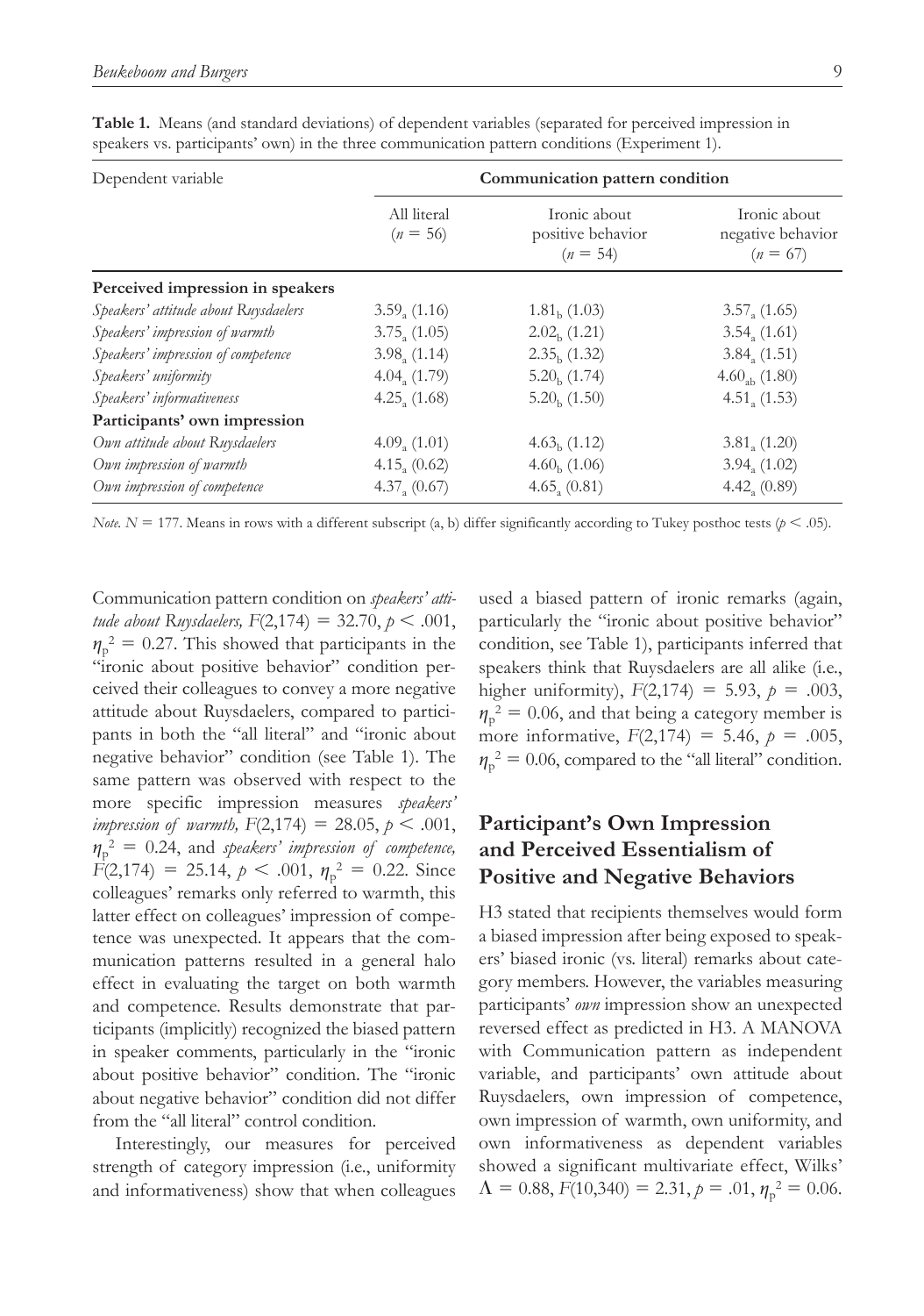**Table 1.** Means (and standard deviations) of dependent variables (separated for perceived impression in speakers vs. participants' own) in the three communication pattern conditions (Experiment 1).

| Dependent variable | Communication pattern condition | | |
|---|---|---|---|
| | All literal ($n$ = 56) | Ironic about positive behavior ($n$ = 54) | Ironic about negative behavior ($n$ = 67) |
| **Perceived impression in speakers** | | | |
| *Speakers' attitude about Ruysdaelers* | $3.59_a$ (1.16) | $1.81_b$ (1.03) | $3.57_a$ (1.65) |
| *Speakers' impression of warmth* | $3.75_a$ (1.05) | $2.02_b$ (1.21) | $3.54_a$ (1.61) |
| *Speakers' impression of competence* | $3.98_a$ (1.14) | $2.35_b$ (1.32) | $3.84_a$ (1.51) |
| *Speakers' uniformity* | $4.04_a$ (1.79) | $5.20_b$ (1.74) | $4.60_{ab}$ (1.80) |
| *Speakers' informativeness* | $4.25_a$ (1.68) | $5.20_b$ (1.50) | $4.51_a$ (1.53) |
| **Participants' own impression** | | | |
| *Own attitude about Ruysdaelers* | $4.09_a$ (1.01) | $4.63_b$ (1.12) | $3.81_a$ (1.20) |
| *Own impression of warmth* | $4.15_a$ (0.62) | $4.60_b$ (1.06) | $3.94_a$ (1.02) |
| *Own impression of competence* | $4.37_a$ (0.67) | $4.65_a$ (0.81) | $4.42_a$ (0.89) |

*Note.* $N$ = 177. Means in rows with a different subscript (a, b) differ significantly according to Tukey posthoc tests ($p < .05$).

Communication pattern condition on *speakers' attitude about Ruysdaelers,* $F(2,174) = 32.70$, $p < .001$, $\eta_p^2 = 0.27$. This showed that participants in the "ironic about positive behavior" condition perceived their colleagues to convey a more negative attitude about Ruysdaelers, compared to participants in both the "all literal" and "ironic about negative behavior" condition (see Table 1). The same pattern was observed with respect to the more specific impression measures *speakers' impression of warmth,* $F(2,174) = 28.05$, $p < .001$, $\eta_p^2 = 0.24$, and *speakers' impression of competence,* $F(2,174) = 25.14$, $p < .001$, $\eta_p^2 = 0.22$. Since colleagues' remarks only referred to warmth, this latter effect on colleagues' impression of competence was unexpected. It appears that the communication patterns resulted in a general halo effect in evaluating the target on both warmth and competence. Results demonstrate that participants (implicitly) recognized the biased pattern in speaker comments, particularly in the "ironic about positive behavior" condition. The "ironic about negative behavior" condition did not differ from the "all literal" control condition.

Interestingly, our measures for perceived strength of category impression (i.e., uniformity and informativeness) show that when colleagues used a biased pattern of ironic remarks (again, particularly the "ironic about positive behavior" condition, see Table 1), participants inferred that speakers think that Ruysdaelers are all alike (i.e., higher uniformity), $F(2,174) = 5.93$, $p = .003$, $\eta_p^2 = 0.06$, and that being a category member is more informative, $F(2,174) = 5.46$, $p = .005$, $\eta_p^2 = 0.06$, compared to the "all literal" condition.

## Participant's Own Impression and Perceived Essentialism of Positive and Negative Behaviors

H3 stated that recipients themselves would form a biased impression after being exposed to speakers' biased ironic (vs. literal) remarks about category members. However, the variables measuring participants' *own* impression show an unexpected reversed effect as predicted in H3. A MANOVA with Communication pattern as independent variable, and participants' own attitude about Ruysdaelers, own impression of competence, own impression of warmth, own uniformity, and own informativeness as dependent variables showed a significant multivariate effect, Wilks' $\Lambda = 0.88$, $F(10,340) = 2.31$, $p = .01$, $\eta_p^2 = 0.06$.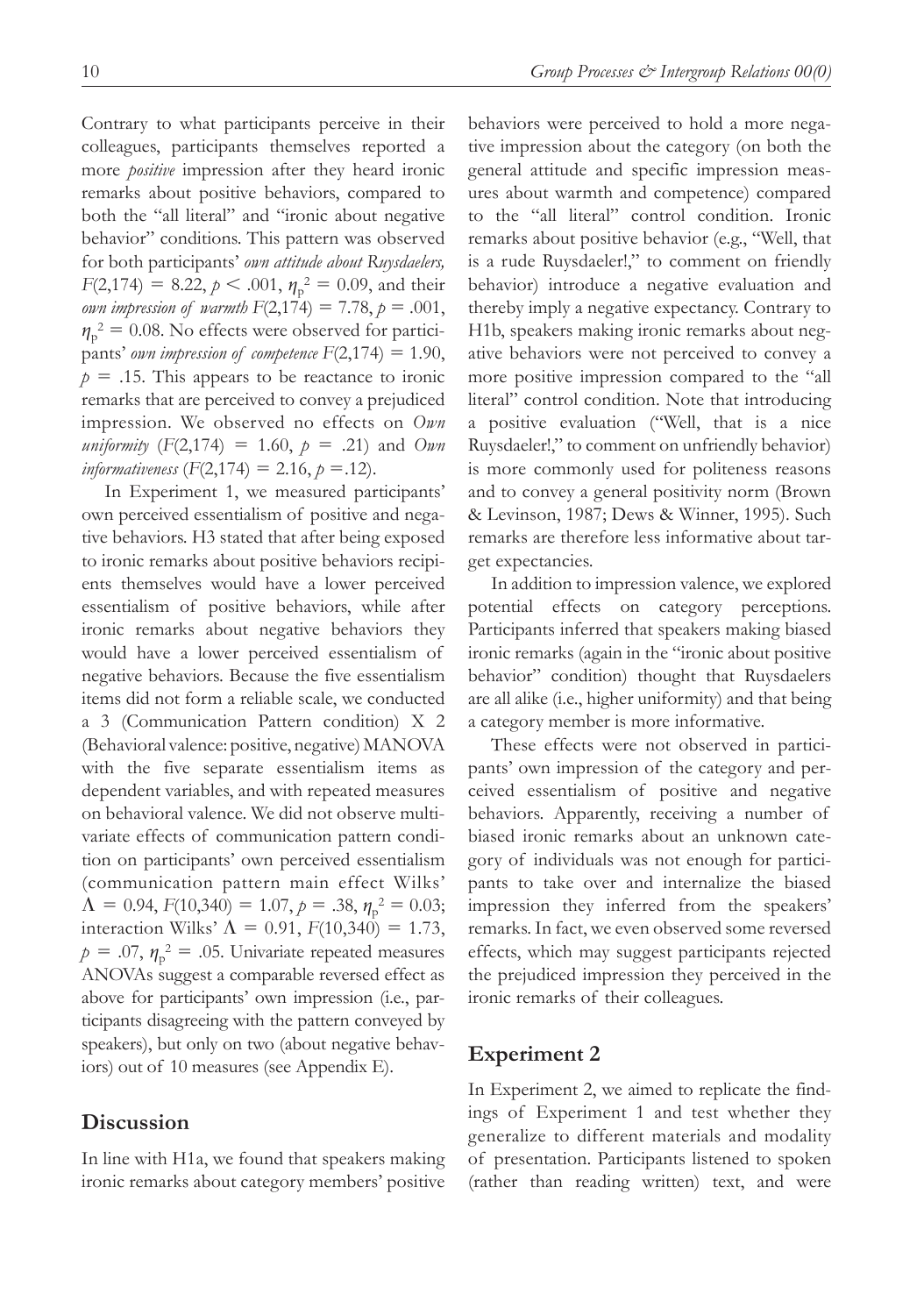Contrary to what participants perceive in their colleagues, participants themselves reported a more *positive* impression after they heard ironic remarks about positive behaviors, compared to both the "all literal" and "ironic about negative behavior" conditions. This pattern was observed for both participants' *own attitude about Ruysdaelers,* $F(2,174) = 8.22$, $p < .001$, $\eta_p^2 = 0.09$, and their *own impression of warmth* $F(2,174) = 7.78$, $p = .001$, $\eta_p^2 = 0.08$. No effects were observed for participants' *own impression of competence* $F(2,174) = 1.90$, $p = .15$. This appears to be reactance to ironic remarks that are perceived to convey a prejudiced impression. We observed no effects on *Own uniformity* ($F(2,174) = 1.60$, $p = .21$) and *Own informativeness* ($F(2,174) = 2.16$, $p = .12$).

In Experiment 1, we measured participants' own perceived essentialism of positive and negative behaviors. H3 stated that after being exposed to ironic remarks about positive behaviors recipients themselves would have a lower perceived essentialism of positive behaviors, while after ironic remarks about negative behaviors they would have a lower perceived essentialism of negative behaviors. Because the five essentialism items did not form a reliable scale, we conducted a 3 (Communication Pattern condition) X 2 (Behavioral valence: positive, negative) MANOVA with the five separate essentialism items as dependent variables, and with repeated measures on behavioral valence. We did not observe multivariate effects of communication pattern condition on participants' own perceived essentialism (communication pattern main effect Wilks' $\Lambda = 0.94$, $F(10,340) = 1.07$, $p = .38$, $\eta_p^2 = 0.03$; interaction Wilks' $\Lambda = 0.91$, $F(10,340) = 1.73$, $p = .07$, $\eta_p^2 = .05$. Univariate repeated measures ANOVAs suggest a comparable reversed effect as above for participants' own impression (i.e., participants disagreeing with the pattern conveyed by speakers), but only on two (about negative behaviors) out of 10 measures (see Appendix E).

## Discussion

In line with H1a, we found that speakers making ironic remarks about category members' positive behaviors were perceived to hold a more negative impression about the category (on both the general attitude and specific impression measures about warmth and competence) compared to the "all literal" control condition. Ironic remarks about positive behavior (e.g., "Well, that is a rude Ruysdaeler!," to comment on friendly behavior) introduce a negative evaluation and thereby imply a negative expectancy. Contrary to H1b, speakers making ironic remarks about negative behaviors were not perceived to convey a more positive impression compared to the "all literal" control condition. Note that introducing a positive evaluation ("Well, that is a nice Ruysdaeler!," to comment on unfriendly behavior) is more commonly used for politeness reasons and to convey a general positivity norm (Brown & Levinson, 1987; Dews & Winner, 1995). Such remarks are therefore less informative about target expectancies.

In addition to impression valence, we explored potential effects on category perceptions. Participants inferred that speakers making biased ironic remarks (again in the "ironic about positive behavior" condition) thought that Ruysdaelers are all alike (i.e., higher uniformity) and that being a category member is more informative.

These effects were not observed in participants' own impression of the category and perceived essentialism of positive and negative behaviors. Apparently, receiving a number of biased ironic remarks about an unknown category of individuals was not enough for participants to take over and internalize the biased impression they inferred from the speakers' remarks. In fact, we even observed some reversed effects, which may suggest participants rejected the prejudiced impression they perceived in the ironic remarks of their colleagues.

## Experiment 2

In Experiment 2, we aimed to replicate the findings of Experiment 1 and test whether they generalize to different materials and modality of presentation. Participants listened to spoken (rather than reading written) text, and were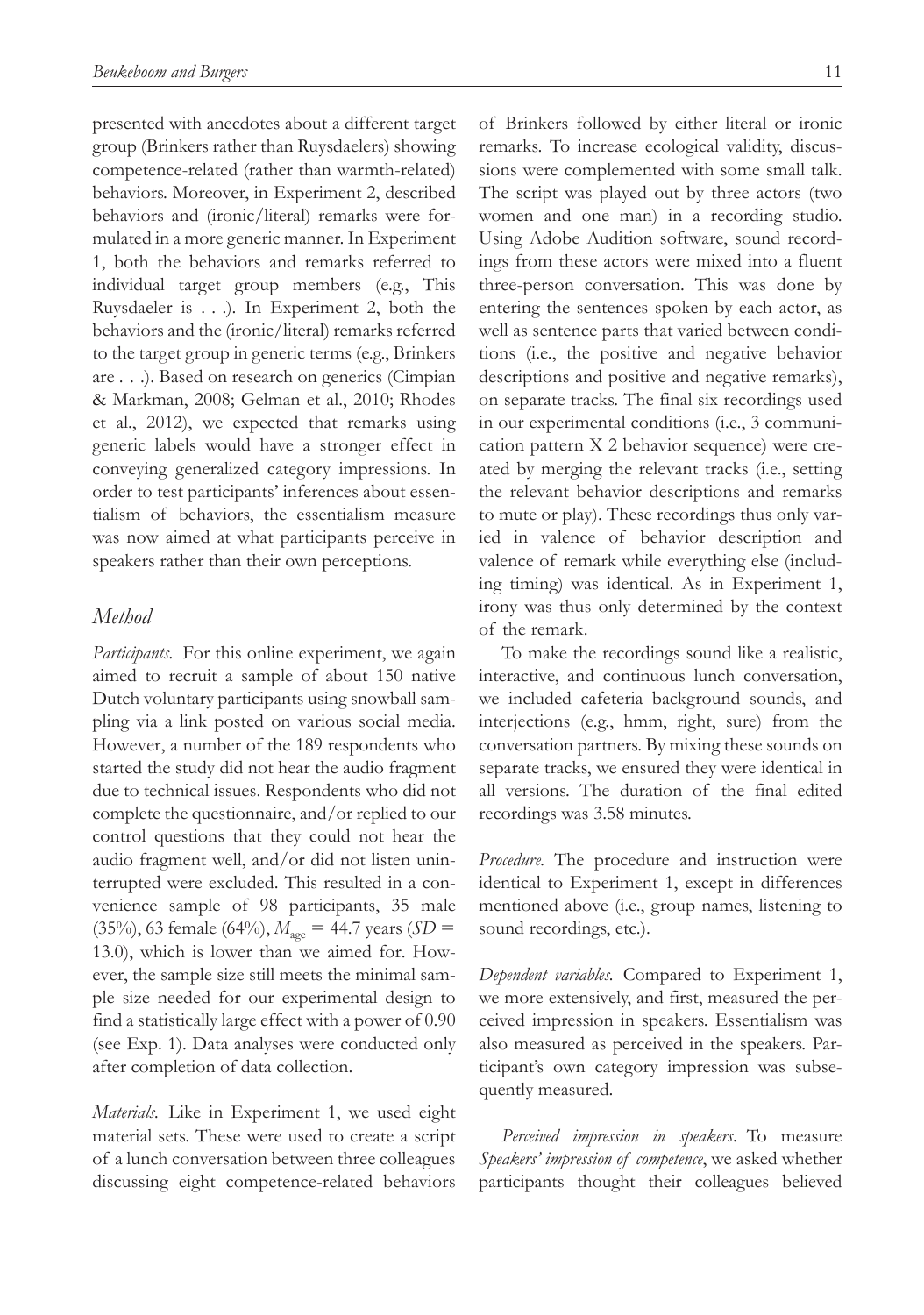presented with anecdotes about a different target group (Brinkers rather than Ruysdaelers) showing competence-related (rather than warmth-related) behaviors. Moreover, in Experiment 2, described behaviors and (ironic/literal) remarks were formulated in a more generic manner. In Experiment 1, both the behaviors and remarks referred to individual target group members (e.g., This Ruysdaeler is . . .). In Experiment 2, both the behaviors and the (ironic/literal) remarks referred to the target group in generic terms (e.g., Brinkers are . . .). Based on research on generics (Cimpian & Markman, 2008; Gelman et al., 2010; Rhodes et al., 2012), we expected that remarks using generic labels would have a stronger effect in conveying generalized category impressions. In order to test participants' inferences about essentialism of behaviors, the essentialism measure was now aimed at what participants perceive in speakers rather than their own perceptions.

## *Method*

*Participants.* For this online experiment, we again aimed to recruit a sample of about 150 native Dutch voluntary participants using snowball sampling via a link posted on various social media. However, a number of the 189 respondents who started the study did not hear the audio fragment due to technical issues. Respondents who did not complete the questionnaire, and/or replied to our control questions that they could not hear the audio fragment well, and/or did not listen uninterrupted were excluded. This resulted in a convenience sample of 98 participants, 35 male (35%), 63 female (64%), $M_{age} = 44.7$ years ($SD = 13.0$), which is lower than we aimed for. However, the sample size still meets the minimal sample size needed for our experimental design to find a statistically large effect with a power of 0.90 (see Exp. 1). Data analyses were conducted only after completion of data collection.

*Materials.* Like in Experiment 1, we used eight material sets. These were used to create a script of a lunch conversation between three colleagues discussing eight competence-related behaviors of Brinkers followed by either literal or ironic remarks. To increase ecological validity, discussions were complemented with some small talk. The script was played out by three actors (two women and one man) in a recording studio. Using Adobe Audition software, sound recordings from these actors were mixed into a fluent three-person conversation. This was done by entering the sentences spoken by each actor, as well as sentence parts that varied between conditions (i.e., the positive and negative behavior descriptions and positive and negative remarks), on separate tracks. The final six recordings used in our experimental conditions (i.e., 3 communication pattern X 2 behavior sequence) were created by merging the relevant tracks (i.e., setting the relevant behavior descriptions and remarks to mute or play). These recordings thus only varied in valence of behavior description and valence of remark while everything else (including timing) was identical. As in Experiment 1, irony was thus only determined by the context of the remark.

To make the recordings sound like a realistic, interactive, and continuous lunch conversation, we included cafeteria background sounds, and interjections (e.g., hmm, right, sure) from the conversation partners. By mixing these sounds on separate tracks, we ensured they were identical in all versions. The duration of the final edited recordings was 3.58 minutes.

*Procedure.* The procedure and instruction were identical to Experiment 1, except in differences mentioned above (i.e., group names, listening to sound recordings, etc.).

*Dependent variables.* Compared to Experiment 1, we more extensively, and first, measured the perceived impression in speakers. Essentialism was also measured as perceived in the speakers. Participant's own category impression was subsequently measured.

*Perceived impression in speakers*. To measure *Speakers' impression of competence*, we asked whether participants thought their colleagues believed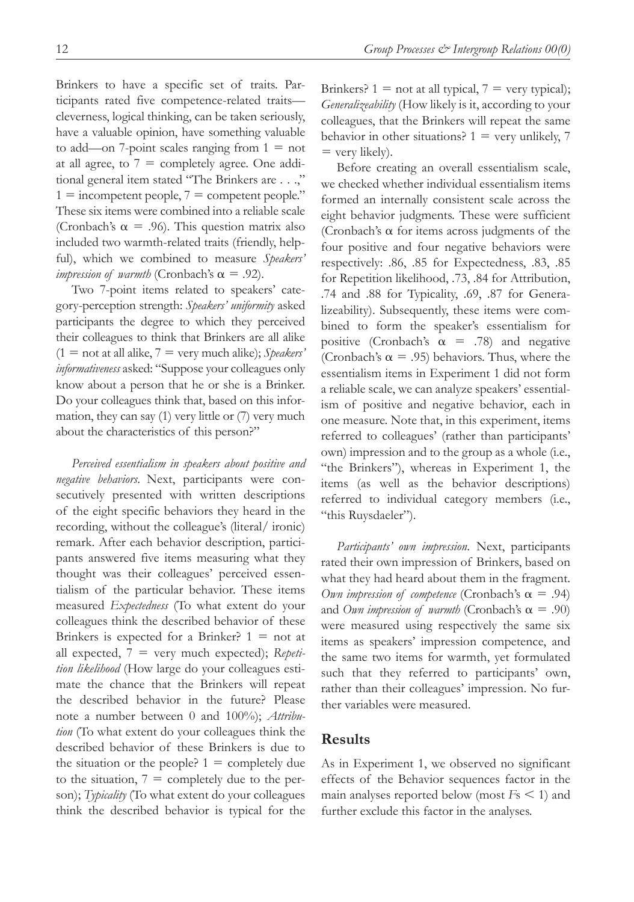Brinkers to have a specific set of traits. Participants rated five competence-related traits—cleverness, logical thinking, can be taken seriously, have a valuable opinion, have something valuable to add—on 7-point scales ranging from 1 = not at all agree, to 7 = completely agree. One additional general item stated "The Brinkers are . . .," 1 = incompetent people, 7 = competent people." These six items were combined into a reliable scale (Cronbach's $\alpha = .96$). This question matrix also included two warmth-related traits (friendly, helpful), which we combined to measure *Speakers' impression of warmth* (Cronbach's $\alpha = .92$).

Two 7-point items related to speakers' category-perception strength: *Speakers' uniformity* asked participants the degree to which they perceived their colleagues to think that Brinkers are all alike (1 = not at all alike, 7 = very much alike); *Speakers' informativeness* asked: "Suppose your colleagues only know about a person that he or she is a Brinker. Do your colleagues think that, based on this information, they can say (1) very little or (7) very much about the characteristics of this person?"

*Perceived essentialism in speakers about positive and negative behaviors*. Next, participants were consecutively presented with written descriptions of the eight specific behaviors they heard in the recording, without the colleague's (literal/ ironic) remark. After each behavior description, participants answered five items measuring what they thought was their colleagues' perceived essentialism of the particular behavior. These items measured *Expectedness* (To what extent do your colleagues think the described behavior of these Brinkers is expected for a Brinker? 1 = not at all expected, 7 = very much expected); *Repetition likelihood* (How large do your colleagues estimate the chance that the Brinkers will repeat the described behavior in the future? Please note a number between 0 and 100%); *Attribution* (To what extent do your colleagues think the described behavior of these Brinkers is due to the situation or the people? 1 = completely due to the situation, 7 = completely due to the person); *Typicality* (To what extent do your colleagues think the described behavior is typical for the Brinkers? 1 = not at all typical, 7 = very typical); *Generalizeability* (How likely is it, according to your colleagues, that the Brinkers will repeat the same behavior in other situations? 1 = very unlikely, 7 = very likely).

Before creating an overall essentialism scale, we checked whether individual essentialism items formed an internally consistent scale across the eight behavior judgments. These were sufficient (Cronbach's $\alpha$ for items across judgments of the four positive and four negative behaviors were respectively: .86, .85 for Expectedness, .83, .85 for Repetition likelihood, .73, .84 for Attribution, .74 and .88 for Typicality, .69, .87 for Generalizeability). Subsequently, these items were combined to form the speaker's essentialism for positive (Cronbach's $\alpha = .78$) and negative (Cronbach's $\alpha = .95$) behaviors. Thus, where the essentialism items in Experiment 1 did not form a reliable scale, we can analyze speakers' essentialism of positive and negative behavior, each in one measure. Note that, in this experiment, items referred to colleagues' (rather than participants' own) impression and to the group as a whole (i.e., "the Brinkers"), whereas in Experiment 1, the items (as well as the behavior descriptions) referred to individual category members (i.e., "this Ruysdaeler").

*Participants' own impression*. Next, participants rated their own impression of Brinkers, based on what they had heard about them in the fragment. *Own impression of competence* (Cronbach's $\alpha = .94$) and *Own impression of warmth* (Cronbach's $\alpha = .90$) were measured using respectively the same six items as speakers' impression competence, and the same two items for warmth, yet formulated such that they referred to participants' own, rather than their colleagues' impression. No further variables were measured.

## Results

As in Experiment 1, we observed no significant effects of the Behavior sequences factor in the main analyses reported below (most $F$s $< 1$) and further exclude this factor in the analyses.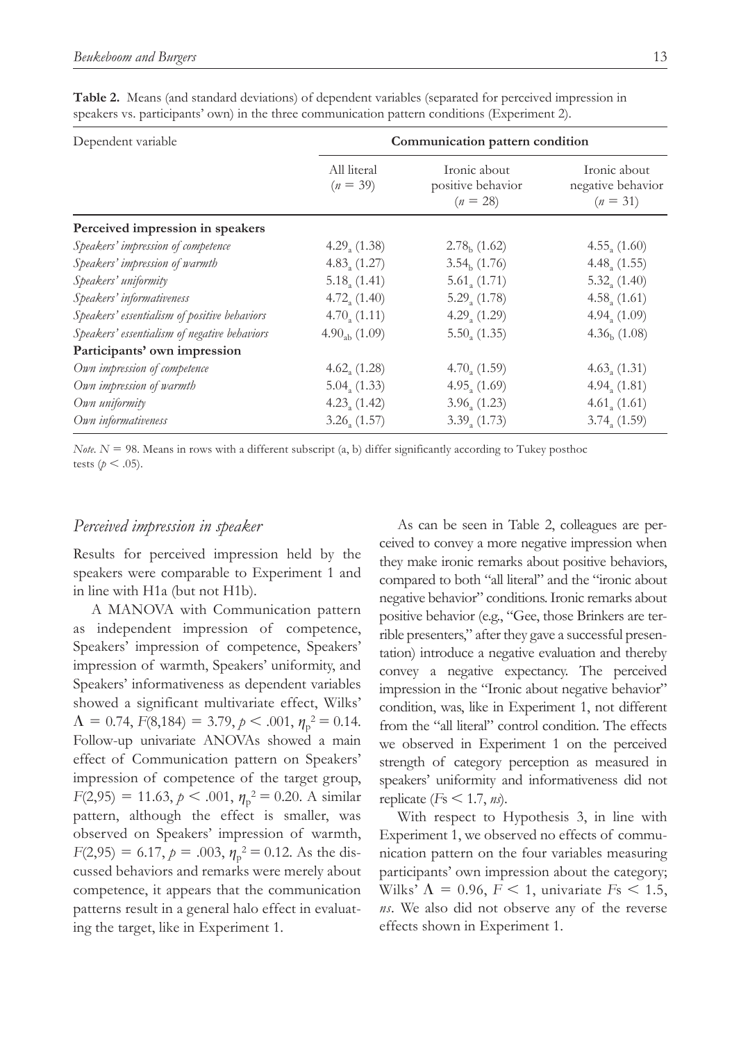**Table 2.** Means (and standard deviations) of dependent variables (separated for perceived impression in speakers vs. participants' own) in the three communication pattern conditions (Experiment 2).

| Dependent variable | Communication pattern condition | | |
|---|---|---|---|
| | All literal ($n$ = 39) | Ironic about positive behavior ($n$ = 28) | Ironic about negative behavior ($n$ = 31) |
| **Perceived impression in speakers** | | | |
| *Speakers' impression of competence* | $4.29_a$ (1.38) | $2.78_b$ (1.62) | $4.55_a$ (1.60) |
| *Speakers' impression of warmth* | $4.83_a$ (1.27) | $3.54_b$ (1.76) | $4.48_a$ (1.55) |
| *Speakers' uniformity* | $5.18_a$ (1.41) | $5.61_a$ (1.71) | $5.32_a$ (1.40) |
| *Speakers' informativeness* | $4.72_a$ (1.40) | $5.29_a$ (1.78) | $4.58_a$ (1.61) |
| *Speakers' essentialism of positive behaviors* | $4.70_a$ (1.11) | $4.29_a$ (1.29) | $4.94_a$ (1.09) |
| *Speakers' essentialism of negative behaviors* | $4.90_{ab}$ (1.09) | $5.50_a$ (1.35) | $4.36_b$ (1.08) |
| **Participants' own impression** | | | |
| *Own impression of competence* | $4.62_a$ (1.28) | $4.70_a$ (1.59) | $4.63_a$ (1.31) |
| *Own impression of warmth* | $5.04_a$ (1.33) | $4.95_a$ (1.69) | $4.94_a$ (1.81) |
| *Own uniformity* | $4.23_a$ (1.42) | $3.96_a$ (1.23) | $4.61_a$ (1.61) |
| *Own informativeness* | $3.26_a$ (1.57) | $3.39_a$ (1.73) | $3.74_a$ (1.59) |

*Note.* $N$ = 98. Means in rows with a different subscript (a, b) differ significantly according to Tukey posthoc tests ($p < .05$).

### *Perceived impression in speaker*

Results for perceived impression held by the speakers were comparable to Experiment 1 and in line with H1a (but not H1b).

A MANOVA with Communication pattern as independent impression of competence, Speakers' impression of competence, Speakers' impression of warmth, Speakers' uniformity, and Speakers' informativeness as dependent variables showed a significant multivariate effect, Wilks' $\Lambda = 0.74$, $F(8,184) = 3.79$, $p < .001$, $\eta_p^2 = 0.14$. Follow-up univariate ANOVAs showed a main effect of Communication pattern on Speakers' impression of competence of the target group, $F(2,95) = 11.63$, $p < .001$, $\eta_p^2 = 0.20$. A similar pattern, although the effect is smaller, was observed on Speakers' impression of warmth, $F(2,95) = 6.17$, $p = .003$, $\eta_p^2 = 0.12$. As the discussed behaviors and remarks were merely about competence, it appears that the communication patterns result in a general halo effect in evaluating the target, like in Experiment 1.

As can be seen in Table 2, colleagues are perceived to convey a more negative impression when they make ironic remarks about positive behaviors, compared to both "all literal" and the "ironic about negative behavior" conditions. Ironic remarks about positive behavior (e.g., "Gee, those Brinkers are terrible presenters," after they gave a successful presentation) introduce a negative evaluation and thereby convey a negative expectancy. The perceived impression in the "Ironic about negative behavior" condition, was, like in Experiment 1, not different from the "all literal" control condition. The effects we observed in Experiment 1 on the perceived strength of category perception as measured in speakers' uniformity and informativeness did not replicate ($F$s $< 1.7$, *ns*).

With respect to Hypothesis 3, in line with Experiment 1, we observed no effects of communication pattern on the four variables measuring participants' own impression about the category; Wilks' $\Lambda = 0.96$, $F < 1$, univariate $F$s $< 1.5$, *ns*. We also did not observe any of the reverse effects shown in Experiment 1.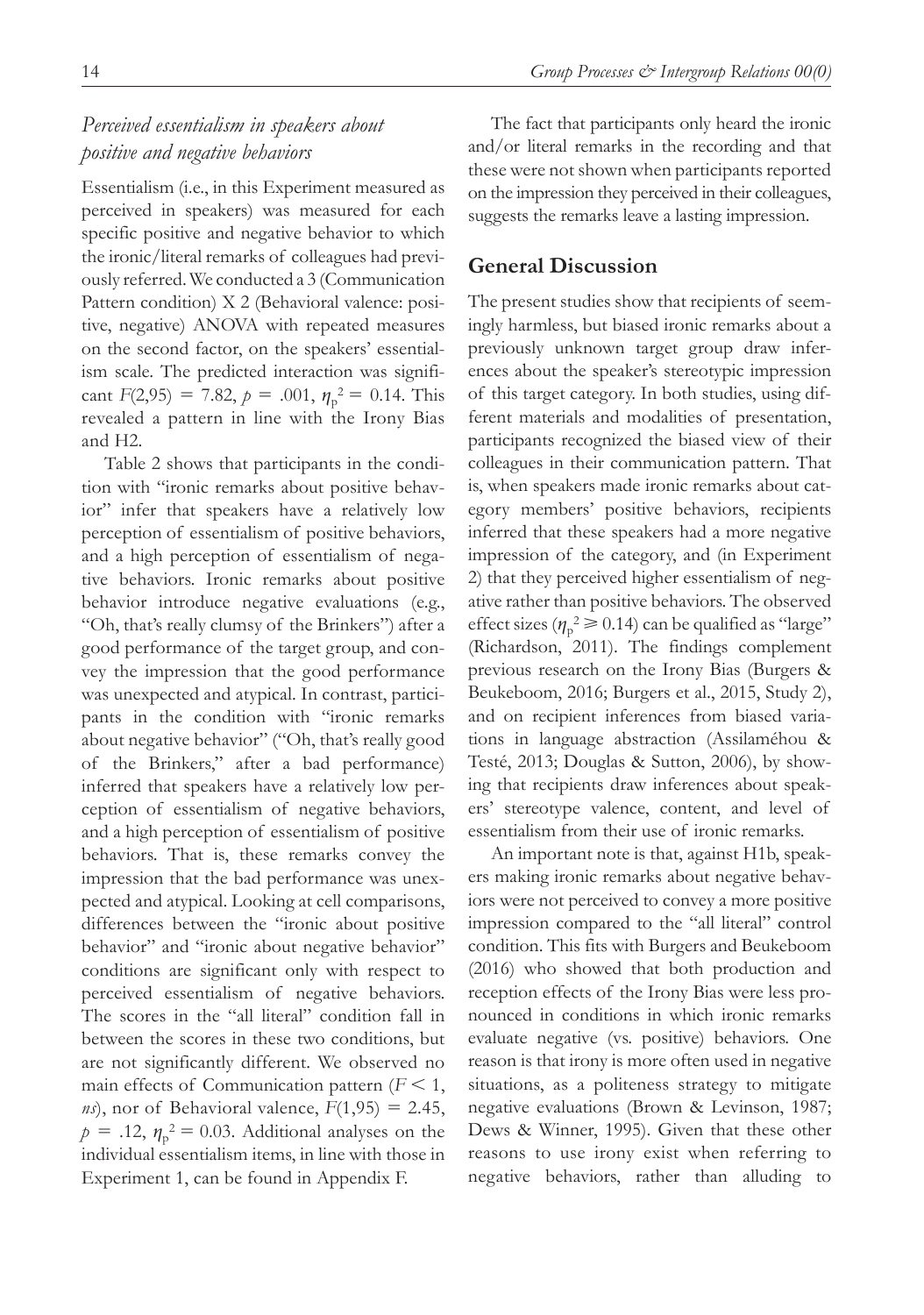### *Perceived essentialism in speakers about positive and negative behaviors*

Essentialism (i.e., in this Experiment measured as perceived in speakers) was measured for each specific positive and negative behavior to which the ironic/literal remarks of colleagues had previously referred. We conducted a 3 (Communication Pattern condition) X 2 (Behavioral valence: positive, negative) ANOVA with repeated measures on the second factor, on the speakers' essentialism scale. The predicted interaction was significant $F(2,95) = 7.82$, $p = .001$, $\eta_p^2 = 0.14$. This revealed a pattern in line with the Irony Bias and H2.

Table 2 shows that participants in the condition with "ironic remarks about positive behavior" infer that speakers have a relatively low perception of essentialism of positive behaviors, and a high perception of essentialism of negative behaviors. Ironic remarks about positive behavior introduce negative evaluations (e.g., "Oh, that's really clumsy of the Brinkers") after a good performance of the target group, and convey the impression that the good performance was unexpected and atypical. In contrast, participants in the condition with "ironic remarks about negative behavior" ("Oh, that's really good of the Brinkers," after a bad performance) inferred that speakers have a relatively low perception of essentialism of negative behaviors, and a high perception of essentialism of positive behaviors. That is, these remarks convey the impression that the bad performance was unexpected and atypical. Looking at cell comparisons, differences between the "ironic about positive behavior" and "ironic about negative behavior" conditions are significant only with respect to perceived essentialism of negative behaviors. The scores in the "all literal" condition fall in between the scores in these two conditions, but are not significantly different. We observed no main effects of Communication pattern ($F < 1$, *ns*), nor of Behavioral valence, $F(1,95) = 2.45$, $p = .12$, $\eta_p^2 = 0.03$. Additional analyses on the individual essentialism items, in line with those in Experiment 1, can be found in Appendix F.

The fact that participants only heard the ironic and/or literal remarks in the recording and that these were not shown when participants reported on the impression they perceived in their colleagues, suggests the remarks leave a lasting impression.

## General Discussion

The present studies show that recipients of seemingly harmless, but biased ironic remarks about a previously unknown target group draw inferences about the speaker's stereotypic impression of this target category. In both studies, using different materials and modalities of presentation, participants recognized the biased view of their colleagues in their communication pattern. That is, when speakers made ironic remarks about category members' positive behaviors, recipients inferred that these speakers had a more negative impression of the category, and (in Experiment 2) that they perceived higher essentialism of negative rather than positive behaviors. The observed effect sizes ($\eta_p^2 \geqslant 0.14$) can be qualified as "large" (Richardson, 2011). The findings complement previous research on the Irony Bias (Burgers & Beukeboom, 2016; Burgers et al., 2015, Study 2), and on recipient inferences from biased variations in language abstraction (Assilaméhou & Testé, 2013; Douglas & Sutton, 2006), by showing that recipients draw inferences about speakers' stereotype valence, content, and level of essentialism from their use of ironic remarks.

An important note is that, against H1b, speakers making ironic remarks about negative behaviors were not perceived to convey a more positive impression compared to the "all literal" control condition. This fits with Burgers and Beukeboom (2016) who showed that both production and reception effects of the Irony Bias were less pronounced in conditions in which ironic remarks evaluate negative (vs. positive) behaviors. One reason is that irony is more often used in negative situations, as a politeness strategy to mitigate negative evaluations (Brown & Levinson, 1987; Dews & Winner, 1995). Given that these other reasons to use irony exist when referring to negative behaviors, rather than alluding to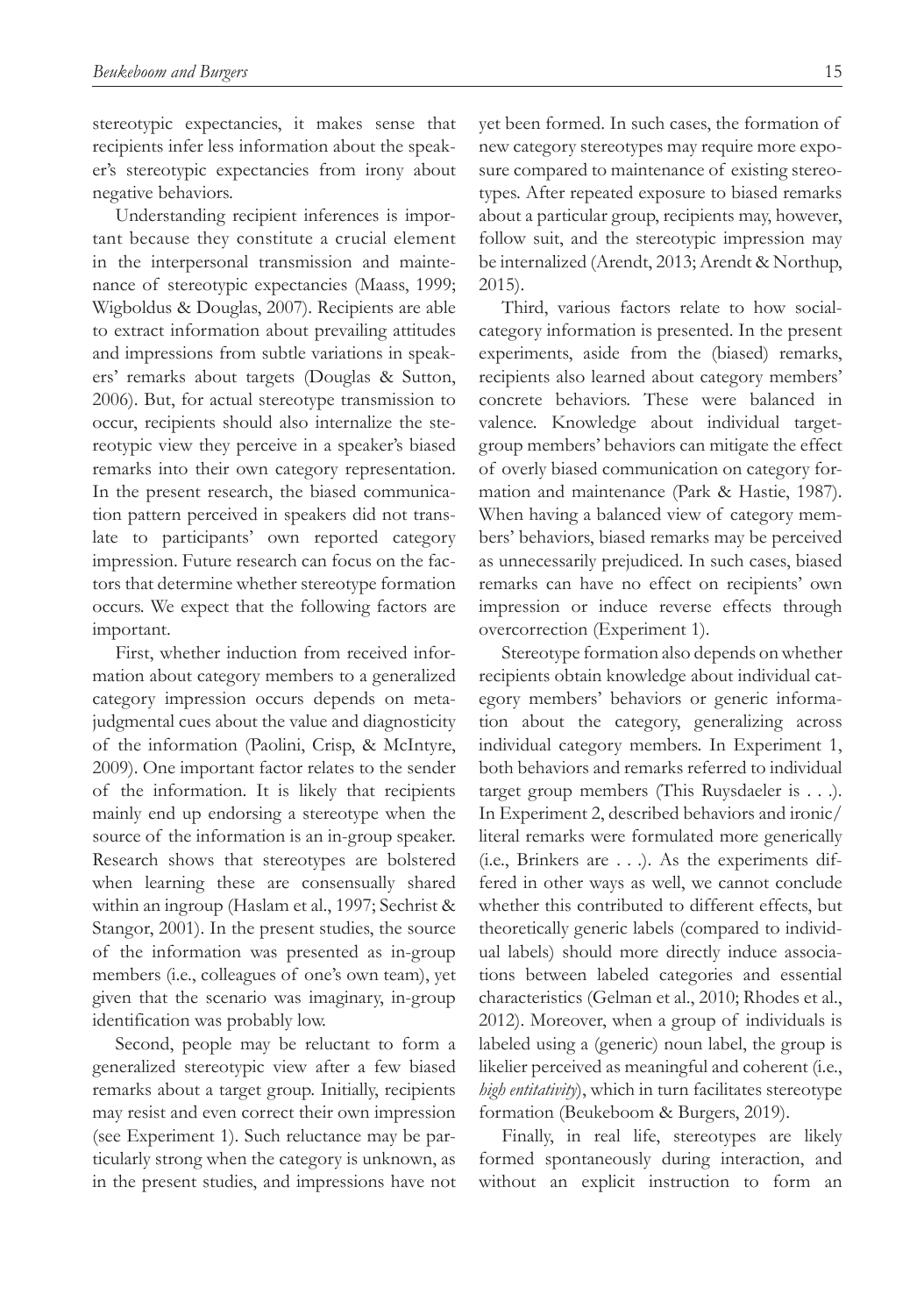stereotypic expectancies, it makes sense that recipients infer less information about the speaker's stereotypic expectancies from irony about negative behaviors.

Understanding recipient inferences is important because they constitute a crucial element in the interpersonal transmission and maintenance of stereotypic expectancies (Maass, 1999; Wigboldus & Douglas, 2007). Recipients are able to extract information about prevailing attitudes and impressions from subtle variations in speakers' remarks about targets (Douglas & Sutton, 2006). But, for actual stereotype transmission to occur, recipients should also internalize the stereotypic view they perceive in a speaker's biased remarks into their own category representation. In the present research, the biased communication pattern perceived in speakers did not translate to participants' own reported category impression. Future research can focus on the factors that determine whether stereotype formation occurs. We expect that the following factors are important.

First, whether induction from received information about category members to a generalized category impression occurs depends on metajudgmental cues about the value and diagnosticity of the information (Paolini, Crisp, & McIntyre, 2009). One important factor relates to the sender of the information. It is likely that recipients mainly end up endorsing a stereotype when the source of the information is an in-group speaker. Research shows that stereotypes are bolstered when learning these are consensually shared within an ingroup (Haslam et al., 1997; Sechrist & Stangor, 2001). In the present studies, the source of the information was presented as in-group members (i.e., colleagues of one's own team), yet given that the scenario was imaginary, in-group identification was probably low.

Second, people may be reluctant to form a generalized stereotypic view after a few biased remarks about a target group. Initially, recipients may resist and even correct their own impression (see Experiment 1). Such reluctance may be particularly strong when the category is unknown, as in the present studies, and impressions have not yet been formed. In such cases, the formation of new category stereotypes may require more exposure compared to maintenance of existing stereotypes. After repeated exposure to biased remarks about a particular group, recipients may, however, follow suit, and the stereotypic impression may be internalized (Arendt, 2013; Arendt & Northup, 2015).

Third, various factors relate to how social-category information is presented. In the present experiments, aside from the (biased) remarks, recipients also learned about category members' concrete behaviors. These were balanced in valence. Knowledge about individual target-group members' behaviors can mitigate the effect of overly biased communication on category formation and maintenance (Park & Hastie, 1987). When having a balanced view of category members' behaviors, biased remarks may be perceived as unnecessarily prejudiced. In such cases, biased remarks can have no effect on recipients' own impression or induce reverse effects through overcorrection (Experiment 1).

Stereotype formation also depends on whether recipients obtain knowledge about individual category members' behaviors or generic information about the category, generalizing across individual category members. In Experiment 1, both behaviors and remarks referred to individual target group members (This Ruysdaeler is . . .). In Experiment 2, described behaviors and ironic/literal remarks were formulated more generically (i.e., Brinkers are . . .). As the experiments differed in other ways as well, we cannot conclude whether this contributed to different effects, but theoretically generic labels (compared to individual labels) should more directly induce associations between labeled categories and essential characteristics (Gelman et al., 2010; Rhodes et al., 2012). Moreover, when a group of individuals is labeled using a (generic) noun label, the group is likelier perceived as meaningful and coherent (i.e., *high entitativity*), which in turn facilitates stereotype formation (Beukeboom & Burgers, 2019).

Finally, in real life, stereotypes are likely formed spontaneously during interaction, and without an explicit instruction to form an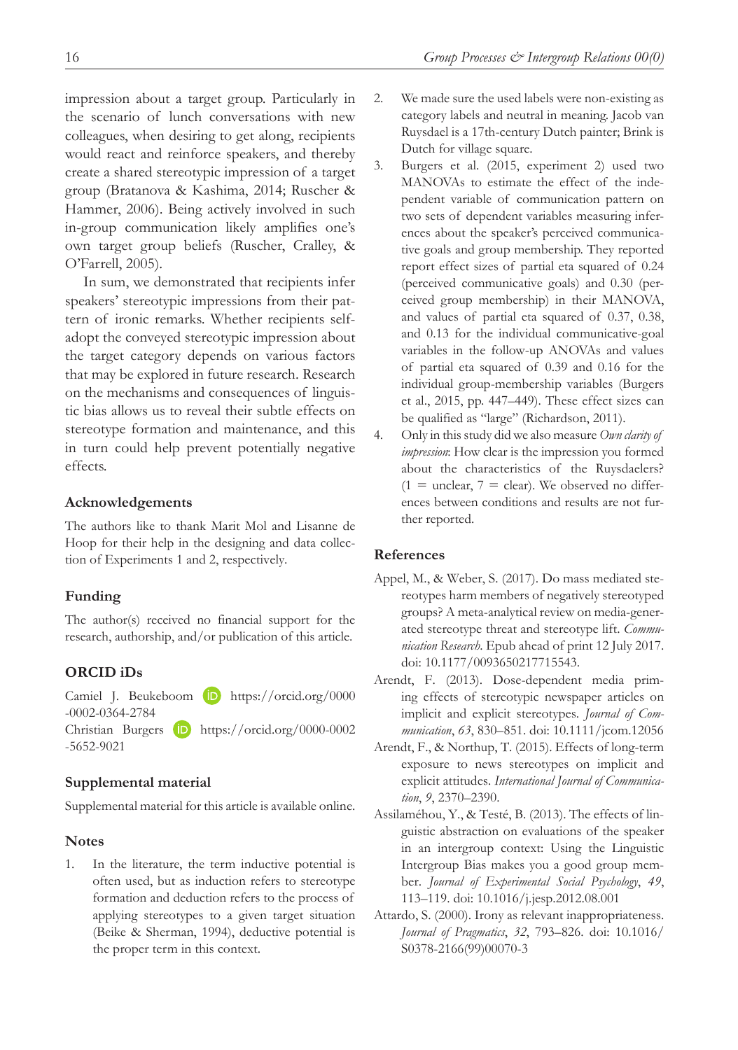impression about a target group. Particularly in the scenario of lunch conversations with new colleagues, when desiring to get along, recipients would react and reinforce speakers, and thereby create a shared stereotypic impression of a target group (Bratanova & Kashima, 2014; Ruscher & Hammer, 2006). Being actively involved in such in-group communication likely amplifies one's own target group beliefs (Ruscher, Cralley, & O'Farrell, 2005).

In sum, we demonstrated that recipients infer speakers' stereotypic impressions from their pattern of ironic remarks. Whether recipients self-adopt the conveyed stereotypic impression about the target category depends on various factors that may be explored in future research. Research on the mechanisms and consequences of linguistic bias allows us to reveal their subtle effects on stereotype formation and maintenance, and this in turn could help prevent potentially negative effects.

## Acknowledgements

The authors like to thank Marit Mol and Lisanne de Hoop for their help in the designing and data collection of Experiments 1 and 2, respectively.

## Funding

The author(s) received no financial support for the research, authorship, and/or publication of this article.

## ORCID iDs

Camiel J. Beukeboom https://orcid.org/0000-0002-0364-2784
Christian Burgers https://orcid.org/0000-0002-5652-9021

## Supplemental material

Supplemental material for this article is available online.

## Notes

1. In the literature, the term inductive potential is often used, but as induction refers to stereotype formation and deduction refers to the process of applying stereotypes to a given target situation (Beike & Sherman, 1994), deductive potential is the proper term in this context.
2. We made sure the used labels were non-existing as category labels and neutral in meaning. Jacob van Ruysdael is a 17th-century Dutch painter; Brink is Dutch for village square.
3. Burgers et al. (2015, experiment 2) used two MANOVAs to estimate the effect of the independent variable of communication pattern on two sets of dependent variables measuring inferences about the speaker's perceived communicative goals and group membership. They reported report effect sizes of partial eta squared of 0.24 (perceived communicative goals) and 0.30 (perceived group membership) in their MANOVA, and values of partial eta squared of 0.37, 0.38, and 0.13 for the individual communicative-goal variables in the follow-up ANOVAs and values of partial eta squared of 0.39 and 0.16 for the individual group-membership variables (Burgers et al., 2015, pp. 447–449). These effect sizes can be qualified as "large" (Richardson, 2011).
4. Only in this study did we also measure *Own clarity of impression*: How clear is the impression you formed about the characteristics of the Ruysdaelers? (1 = unclear, 7 = clear). We observed no differences between conditions and results are not further reported.

## References

Appel, M., & Weber, S. (2017). Do mass mediated stereotypes harm members of negatively stereotyped groups? A meta-analytical review on media-generated stereotype threat and stereotype lift. *Communication Research*. Epub ahead of print 12 July 2017. doi: 10.1177/0093650217715543.

Arendt, F. (2013). Dose-dependent media priming effects of stereotypic newspaper articles on implicit and explicit stereotypes. *Journal of Communication*, *63*, 830–851. doi: 10.1111/jcom.12056

Arendt, F., & Northup, T. (2015). Effects of long-term exposure to news stereotypes on implicit and explicit attitudes. *International Journal of Communication*, *9*, 2370–2390.

Assilaméhou, Y., & Testé, B. (2013). The effects of linguistic abstraction on evaluations of the speaker in an intergroup context: Using the Linguistic Intergroup Bias makes you a good group member. *Journal of Experimental Social Psychology*, *49*, 113–119. doi: 10.1016/j.jesp.2012.08.001

Attardo, S. (2000). Irony as relevant inappropriateness. *Journal of Pragmatics*, *32*, 793–826. doi: 10.1016/S0378-2166(99)00070-3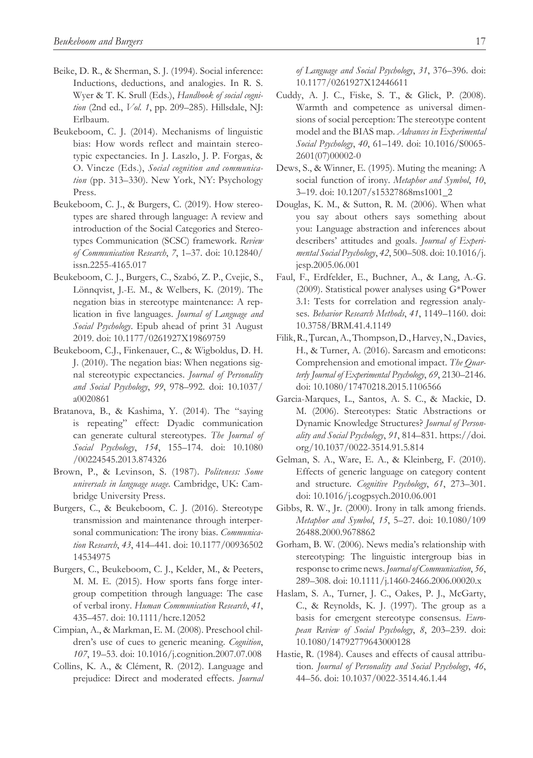Beike, D. R., & Sherman, S. J. (1994). Social inference: Inductions, deductions, and analogies. In R. S. Wyer & T. K. Srull (Eds.), *Handbook of social cognition* (2nd ed., *Vol. 1*, pp. 209–285). Hillsdale, NJ: Erlbaum.

Beukeboom, C. J. (2014). Mechanisms of linguistic bias: How words reflect and maintain stereotypic expectancies. In J. Laszlo, J. P. Forgas, & O. Vincze (Eds.), *Social cognition and communication* (pp. 313–330). New York, NY: Psychology Press.

Beukeboom, C. J., & Burgers, C. (2019). How stereotypes are shared through language: A review and introduction of the Social Categories and Stereotypes Communication (SCSC) framework. *Review of Communication Research*, *7*, 1–37. doi: 10.12840/issn.2255-4165.017

Beukeboom, C. J., Burgers, C., Szabó, Z. P., Cvejic, S., Lönnqvist, J.-E. M., & Welbers, K. (2019). The negation bias in stereotype maintenance: A replication in five languages. *Journal of Language and Social Psychology*. Epub ahead of print 31 August 2019. doi: 10.1177/0261927X19869759

Beukeboom, C.J., Finkenauer, C., & Wigboldus, D. H. J. (2010). The negation bias: When negations signal stereotypic expectancies. *Journal of Personality and Social Psychology*, *99*, 978–992. doi: 10.1037/a0020861

Bratanova, B., & Kashima, Y. (2014). The "saying is repeating" effect: Dyadic communication can generate cultural stereotypes. *The Journal of Social Psychology*, *154*, 155–174. doi: 10.1080/00224545.2013.874326

Brown, P., & Levinson, S. (1987). *Politeness: Some universals in language usage*. Cambridge, UK: Cambridge University Press.

Burgers, C., & Beukeboom, C. J. (2016). Stereotype transmission and maintenance through interpersonal communication: The irony bias. *Communication Research*, *43*, 414–441. doi: 10.1177/0093650214534975

Burgers, C., Beukeboom, C. J., Kelder, M., & Peeters, M. M. E. (2015). How sports fans forge intergroup competition through language: The case of verbal irony. *Human Communication Research*, *41*, 435–457. doi: 10.1111/hcre.12052

Cimpian, A., & Markman, E. M. (2008). Preschool children's use of cues to generic meaning. *Cognition*, *107*, 19–53. doi: 10.1016/j.cognition.2007.07.008

Collins, K. A., & Clément, R. (2012). Language and prejudice: Direct and moderated effects. *Journal of Language and Social Psychology*, *31*, 376–396. doi: 10.1177/0261927X12446611

Cuddy, A. J. C., Fiske, S. T., & Glick, P. (2008). Warmth and competence as universal dimensions of social perception: The stereotype content model and the BIAS map. *Advances in Experimental Social Psychology*, *40*, 61–149. doi: 10.1016/S0065-2601(07)00002-0

Dews, S., & Winner, E. (1995). Muting the meaning: A social function of irony. *Metaphor and Symbol*, *10*, 3–19. doi: 10.1207/s15327868ms1001_2

Douglas, K. M., & Sutton, R. M. (2006). When what you say about others says something about you: Language abstraction and inferences about describers' attitudes and goals. *Journal of Experimental Social Psychology*, *42*, 500–508. doi: 10.1016/j.jesp.2005.06.001

Faul, F., Erdfelder, E., Buchner, A., & Lang, A.-G. (2009). Statistical power analyses using G*Power 3.1: Tests for correlation and regression analyses. *Behavior Research Methods*, *41*, 1149–1160. doi: 10.3758/BRM.41.4.1149

Filik, R., Ţurcan, A., Thompson, D., Harvey, N., Davies, H., & Turner, A. (2016). Sarcasm and emoticons: Comprehension and emotional impact. *The Quarterly Journal of Experimental Psychology*, *69*, 2130–2146. doi: 10.1080/17470218.2015.1106566

Garcia-Marques, L., Santos, A. S. C., & Mackie, D. M. (2006). Stereotypes: Static Abstractions or Dynamic Knowledge Structures? *Journal of Personality and Social Psychology*, *91*, 814–831. https://doi.org/10.1037/0022-3514.91.5.814

Gelman, S. A., Ware, E. A., & Kleinberg, F. (2010). Effects of generic language on category content and structure. *Cognitive Psychology*, *61*, 273–301. doi: 10.1016/j.cogpsych.2010.06.001

Gibbs, R. W., Jr. (2000). Irony in talk among friends. *Metaphor and Symbol*, *15*, 5–27. doi: 10.1080/10926488.2000.9678862

Gorham, B. W. (2006). News media's relationship with stereotyping: The linguistic intergroup bias in response to crime news. *Journal of Communication*, *56*, 289–308. doi: 10.1111/j.1460-2466.2006.00020.x

Haslam, S. A., Turner, J. C., Oakes, P. J., McGarty, C., & Reynolds, K. J. (1997). The group as a basis for emergent stereotype consensus. *European Review of Social Psychology*, *8*, 203–239. doi: 10.1080/14792779643000128

Hastie, R. (1984). Causes and effects of causal attribution. *Journal of Personality and Social Psychology*, *46*, 44–56. doi: 10.1037/0022-3514.46.1.44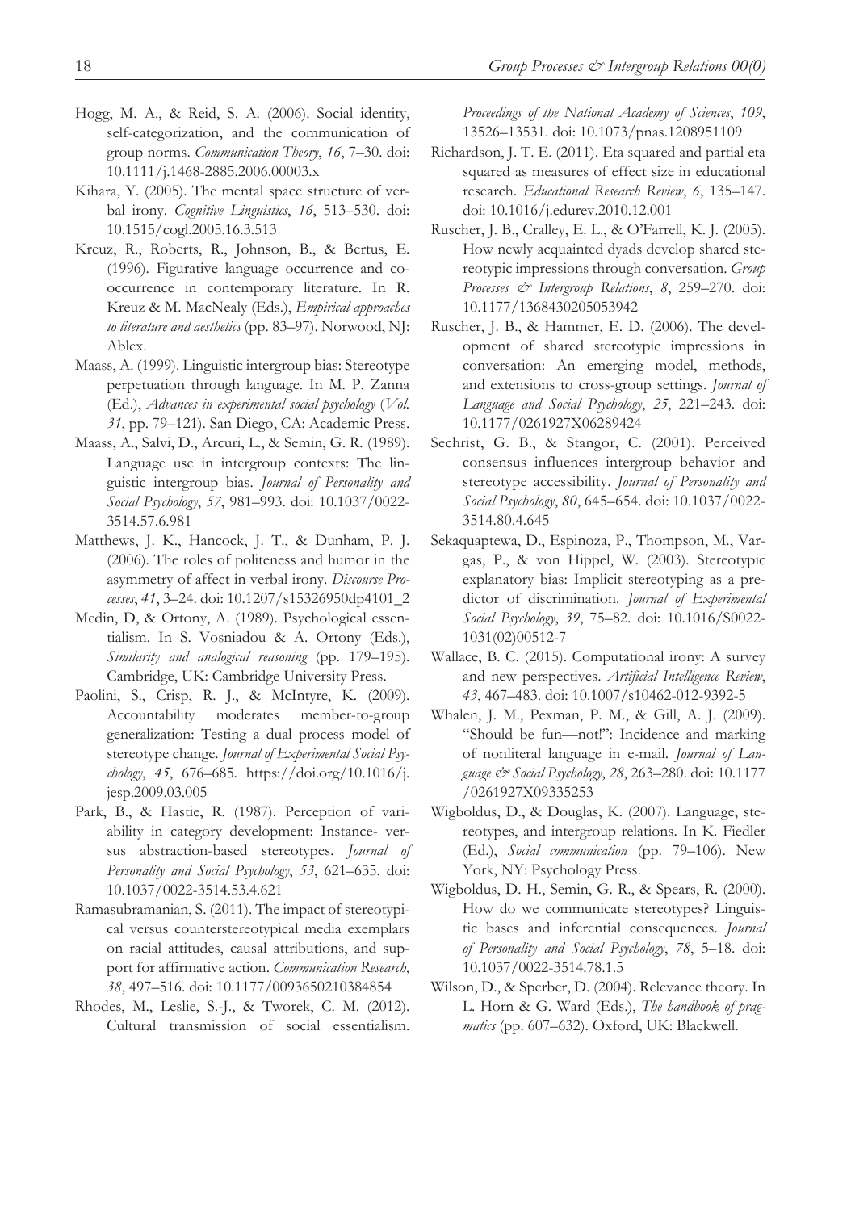Hogg, M. A., & Reid, S. A. (2006). Social identity, self-categorization, and the communication of group norms. *Communication Theory*, *16*, 7–30. doi: 10.1111/j.1468-2885.2006.00003.x

Kihara, Y. (2005). The mental space structure of verbal irony. *Cognitive Linguistics*, *16*, 513–530. doi: 10.1515/cogl.2005.16.3.513

Kreuz, R., Roberts, R., Johnson, B., & Bertus, E. (1996). Figurative language occurrence and co-occurrence in contemporary literature. In R. Kreuz & M. MacNealy (Eds.), *Empirical approaches to literature and aesthetics* (pp. 83–97). Norwood, NJ: Ablex.

Maass, A. (1999). Linguistic intergroup bias: Stereotype perpetuation through language. In M. P. Zanna (Ed.), *Advances in experimental social psychology* (*Vol. 31*, pp. 79–121). San Diego, CA: Academic Press.

Maass, A., Salvi, D., Arcuri, L., & Semin, G. R. (1989). Language use in intergroup contexts: The linguistic intergroup bias. *Journal of Personality and Social Psychology*, *57*, 981–993. doi: 10.1037/0022-3514.57.6.981

Matthews, J. K., Hancock, J. T., & Dunham, P. J. (2006). The roles of politeness and humor in the asymmetry of affect in verbal irony. *Discourse Processes*, *41*, 3–24. doi: 10.1207/s15326950dp4101_2

Medin, D, & Ortony, A. (1989). Psychological essentialism. In S. Vosniadou & A. Ortony (Eds.), *Similarity and analogical reasoning* (pp. 179–195). Cambridge, UK: Cambridge University Press.

Paolini, S., Crisp, R. J., & McIntyre, K. (2009). Accountability moderates member-to-group generalization: Testing a dual process model of stereotype change. *Journal of Experimental Social Psychology*, *45*, 676–685. https://doi.org/10.1016/j.jesp.2009.03.005

Park, B., & Hastie, R. (1987). Perception of variability in category development: Instance- versus abstraction-based stereotypes. *Journal of Personality and Social Psychology*, *53*, 621–635. doi: 10.1037/0022-3514.53.4.621

Ramasubramanian, S. (2011). The impact of stereotypical versus counterstereotypical media exemplars on racial attitudes, causal attributions, and support for affirmative action. *Communication Research*, *38*, 497–516. doi: 10.1177/0093650210384854

Rhodes, M., Leslie, S.-J., & Tworek, C. M. (2012). Cultural transmission of social essentialism. *Proceedings of the National Academy of Sciences*, *109*, 13526–13531. doi: 10.1073/pnas.1208951109

Richardson, J. T. E. (2011). Eta squared and partial eta squared as measures of effect size in educational research. *Educational Research Review*, *6*, 135–147. doi: 10.1016/j.edurev.2010.12.001

Ruscher, J. B., Cralley, E. L., & O'Farrell, K. J. (2005). How newly acquainted dyads develop shared stereotypic impressions through conversation. *Group Processes & Intergroup Relations*, *8*, 259–270. doi: 10.1177/1368430205053942

Ruscher, J. B., & Hammer, E. D. (2006). The development of shared stereotypic impressions in conversation: An emerging model, methods, and extensions to cross-group settings. *Journal of Language and Social Psychology*, *25*, 221–243. doi: 10.1177/0261927X06289424

Sechrist, G. B., & Stangor, C. (2001). Perceived consensus influences intergroup behavior and stereotype accessibility. *Journal of Personality and Social Psychology*, *80*, 645–654. doi: 10.1037/0022-3514.80.4.645

Sekaquaptewa, D., Espinoza, P., Thompson, M., Vargas, P., & von Hippel, W. (2003). Stereotypic explanatory bias: Implicit stereotyping as a predictor of discrimination. *Journal of Experimental Social Psychology*, *39*, 75–82. doi: 10.1016/S0022-1031(02)00512-7

Wallace, B. C. (2015). Computational irony: A survey and new perspectives. *Artificial Intelligence Review*, *43*, 467–483. doi: 10.1007/s10462-012-9392-5

Whalen, J. M., Pexman, P. M., & Gill, A. J. (2009). "Should be fun—not!": Incidence and marking of nonliteral language in e-mail. *Journal of Language & Social Psychology*, *28*, 263–280. doi: 10.1177/0261927X09335253

Wigboldus, D., & Douglas, K. (2007). Language, stereotypes, and intergroup relations. In K. Fiedler (Ed.), *Social communication* (pp. 79–106). New York, NY: Psychology Press.

Wigboldus, D. H., Semin, G. R., & Spears, R. (2000). How do we communicate stereotypes? Linguistic bases and inferential consequences. *Journal of Personality and Social Psychology*, *78*, 5–18. doi: 10.1037/0022-3514.78.1.5

Wilson, D., & Sperber, D. (2004). Relevance theory. In L. Horn & G. Ward (Eds.), *The handbook of pragmatics* (pp. 607–632). Oxford, UK: Blackwell.